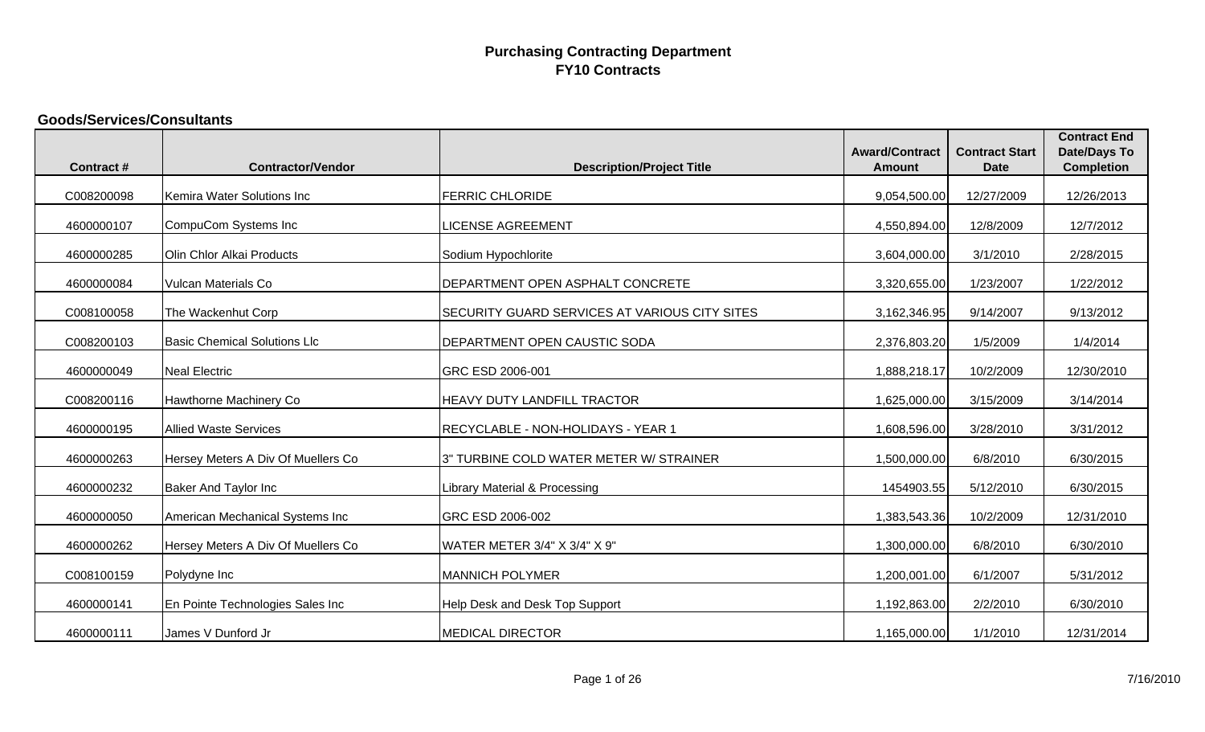# Purchasing Contracting Department
# FY10 Contracts

## Goods/Services/Consultants

| Contract # | Contractor/Vendor | Description/Project Title | Award/Contract Amount | Contract Start Date | Contract End Date/Days To Completion |
|---|---|---|---|---|---|
| C008200098 | Kemira Water Solutions Inc | FERRIC CHLORIDE | 9,054,500.00 | 12/27/2009 | 12/26/2013 |
| 4600000107 | CompuCom Systems Inc | LICENSE AGREEMENT | 4,550,894.00 | 12/8/2009 | 12/7/2012 |
| 4600000285 | Olin Chlor Alkai Products | Sodium Hypochlorite | 3,604,000.00 | 3/1/2010 | 2/28/2015 |
| 4600000084 | Vulcan Materials Co | DEPARTMENT OPEN ASPHALT CONCRETE | 3,320,655.00 | 1/23/2007 | 1/22/2012 |
| C008100058 | The Wackenhut Corp | SECURITY GUARD SERVICES AT VARIOUS CITY SITES | 3,162,346.95 | 9/14/2007 | 9/13/2012 |
| C008200103 | Basic Chemical Solutions Llc | DEPARTMENT OPEN CAUSTIC SODA | 2,376,803.20 | 1/5/2009 | 1/4/2014 |
| 4600000049 | Neal Electric | GRC ESD 2006-001 | 1,888,218.17 | 10/2/2009 | 12/30/2010 |
| C008200116 | Hawthorne Machinery Co | HEAVY DUTY LANDFILL TRACTOR | 1,625,000.00 | 3/15/2009 | 3/14/2014 |
| 4600000195 | Allied Waste Services | RECYCLABLE - NON-HOLIDAYS - YEAR 1 | 1,608,596.00 | 3/28/2010 | 3/31/2012 |
| 4600000263 | Hersey Meters A Div Of Muellers Co | 3" TURBINE COLD WATER METER W/ STRAINER | 1,500,000.00 | 6/8/2010 | 6/30/2015 |
| 4600000232 | Baker And Taylor Inc | Library Material & Processing | 1454903.55 | 5/12/2010 | 6/30/2015 |
| 4600000050 | American Mechanical Systems Inc | GRC ESD 2006-002 | 1,383,543.36 | 10/2/2009 | 12/31/2010 |
| 4600000262 | Hersey Meters A Div Of Muellers Co | WATER METER 3/4" X 3/4" X 9" | 1,300,000.00 | 6/8/2010 | 6/30/2010 |
| C008100159 | Polydyne Inc | MANNICH POLYMER | 1,200,001.00 | 6/1/2007 | 5/31/2012 |
| 4600000141 | En Pointe Technologies Sales Inc | Help Desk and Desk Top Support | 1,192,863.00 | 2/2/2010 | 6/30/2010 |
| 4600000111 | James V Dunford Jr | MEDICAL DIRECTOR | 1,165,000.00 | 1/1/2010 | 12/31/2014 |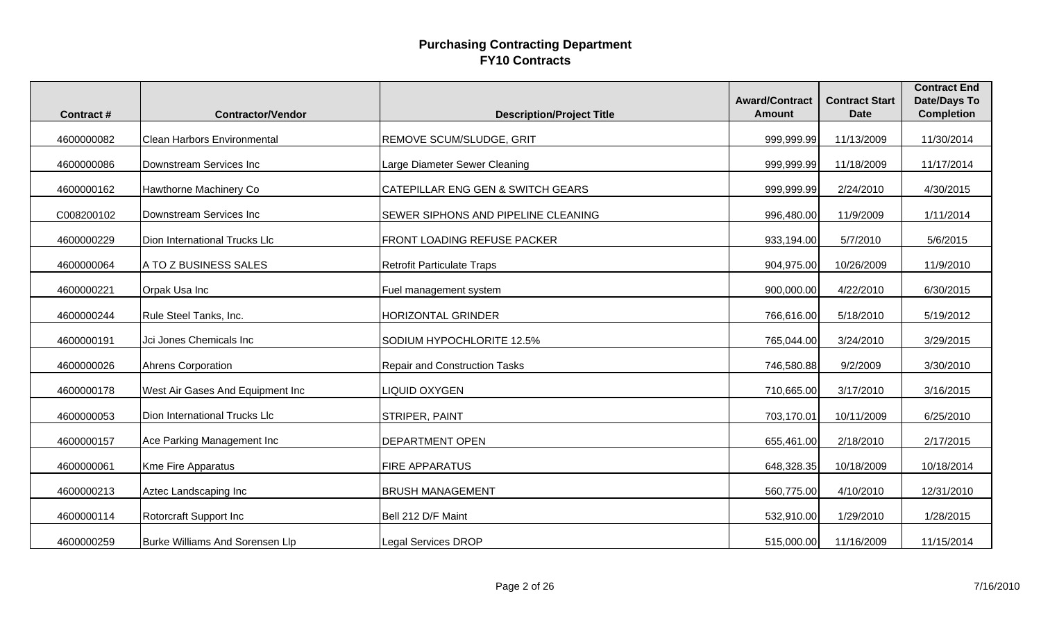# Purchasing Contracting Department
## FY10 Contracts

| Contract # | Contractor/Vendor | Description/Project Title | Award/Contract Amount | Contract Start Date | Contract End Date/Days To Completion |
|---|---|---|---|---|---|
| 4600000082 | Clean Harbors Environmental | REMOVE SCUM/SLUDGE, GRIT | 999,999.99 | 11/13/2009 | 11/30/2014 |
| 4600000086 | Downstream Services Inc | Large Diameter Sewer Cleaning | 999,999.99 | 11/18/2009 | 11/17/2014 |
| 4600000162 | Hawthorne Machinery Co | CATEPILLAR ENG GEN & SWITCH GEARS | 999,999.99 | 2/24/2010 | 4/30/2015 |
| C008200102 | Downstream Services Inc | SEWER SIPHONS AND PIPELINE CLEANING | 996,480.00 | 11/9/2009 | 1/11/2014 |
| 4600000229 | Dion International Trucks Llc | FRONT LOADING REFUSE PACKER | 933,194.00 | 5/7/2010 | 5/6/2015 |
| 4600000064 | A TO Z BUSINESS SALES | Retrofit Particulate Traps | 904,975.00 | 10/26/2009 | 11/9/2010 |
| 4600000221 | Orpak Usa Inc | Fuel management system | 900,000.00 | 4/22/2010 | 6/30/2015 |
| 4600000244 | Rule Steel Tanks, Inc. | HORIZONTAL GRINDER | 766,616.00 | 5/18/2010 | 5/19/2012 |
| 4600000191 | Jci Jones Chemicals Inc | SODIUM HYPOCHLORITE 12.5% | 765,044.00 | 3/24/2010 | 3/29/2015 |
| 4600000026 | Ahrens Corporation | Repair and Construction Tasks | 746,580.88 | 9/2/2009 | 3/30/2010 |
| 4600000178 | West Air Gases And Equipment Inc | LIQUID OXYGEN | 710,665.00 | 3/17/2010 | 3/16/2015 |
| 4600000053 | Dion International Trucks Llc | STRIPER, PAINT | 703,170.01 | 10/11/2009 | 6/25/2010 |
| 4600000157 | Ace Parking Management Inc | DEPARTMENT OPEN | 655,461.00 | 2/18/2010 | 2/17/2015 |
| 4600000061 | Kme Fire Apparatus | FIRE APPARATUS | 648,328.35 | 10/18/2009 | 10/18/2014 |
| 4600000213 | Aztec Landscaping Inc | BRUSH MANAGEMENT | 560,775.00 | 4/10/2010 | 12/31/2010 |
| 4600000114 | Rotorcraft Support Inc | Bell 212 D/F Maint | 532,910.00 | 1/29/2010 | 1/28/2015 |
| 4600000259 | Burke Williams And Sorensen Llp | Legal Services DROP | 515,000.00 | 11/16/2009 | 11/15/2014 |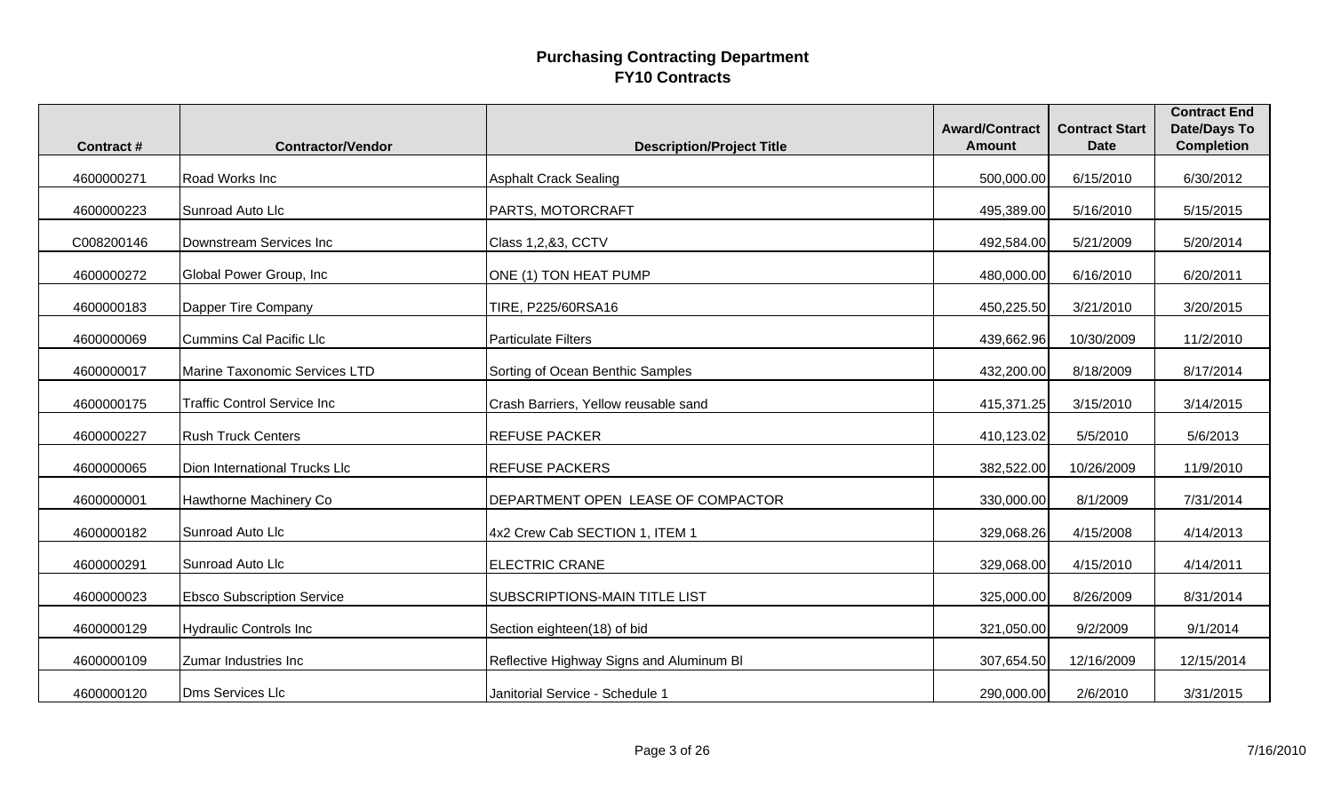# Purchasing Contracting Department
## FY10 Contracts

| Contract # | Contractor/Vendor | Description/Project Title | Award/Contract Amount | Contract Start Date | Contract End Date/Days To Completion |
|---|---|---|---|---|---|
| 4600000271 | Road Works Inc | Asphalt Crack Sealing | 500,000.00 | 6/15/2010 | 6/30/2012 |
| 4600000223 | Sunroad Auto Llc | PARTS, MOTORCRAFT | 495,389.00 | 5/16/2010 | 5/15/2015 |
| C008200146 | Downstream Services Inc | Class 1,2,&3, CCTV | 492,584.00 | 5/21/2009 | 5/20/2014 |
| 4600000272 | Global Power Group, Inc | ONE (1) TON HEAT PUMP | 480,000.00 | 6/16/2010 | 6/20/2011 |
| 4600000183 | Dapper Tire Company | TIRE, P225/60RSA16 | 450,225.50 | 3/21/2010 | 3/20/2015 |
| 4600000069 | Cummins Cal Pacific Llc | Particulate Filters | 439,662.96 | 10/30/2009 | 11/2/2010 |
| 4600000017 | Marine Taxonomic Services LTD | Sorting of Ocean Benthic Samples | 432,200.00 | 8/18/2009 | 8/17/2014 |
| 4600000175 | Traffic Control Service Inc | Crash Barriers, Yellow reusable sand | 415,371.25 | 3/15/2010 | 3/14/2015 |
| 4600000227 | Rush Truck Centers | REFUSE PACKER | 410,123.02 | 5/5/2010 | 5/6/2013 |
| 4600000065 | Dion International Trucks Llc | REFUSE PACKERS | 382,522.00 | 10/26/2009 | 11/9/2010 |
| 4600000001 | Hawthorne Machinery Co | DEPARTMENT OPEN LEASE OF COMPACTOR | 330,000.00 | 8/1/2009 | 7/31/2014 |
| 4600000182 | Sunroad Auto Llc | 4x2 Crew Cab SECTION 1, ITEM 1 | 329,068.26 | 4/15/2008 | 4/14/2013 |
| 4600000291 | Sunroad Auto Llc | ELECTRIC CRANE | 329,068.00 | 4/15/2010 | 4/14/2011 |
| 4600000023 | Ebsco Subscription Service | SUBSCRIPTIONS-MAIN TITLE LIST | 325,000.00 | 8/26/2009 | 8/31/2014 |
| 4600000129 | Hydraulic Controls Inc | Section eighteen(18) of bid | 321,050.00 | 9/2/2009 | 9/1/2014 |
| 4600000109 | Zumar Industries Inc | Reflective Highway Signs and Aluminum Bl | 307,654.50 | 12/16/2009 | 12/15/2014 |
| 4600000120 | Dms Services Llc | Janitorial Service - Schedule 1 | 290,000.00 | 2/6/2010 | 3/31/2015 |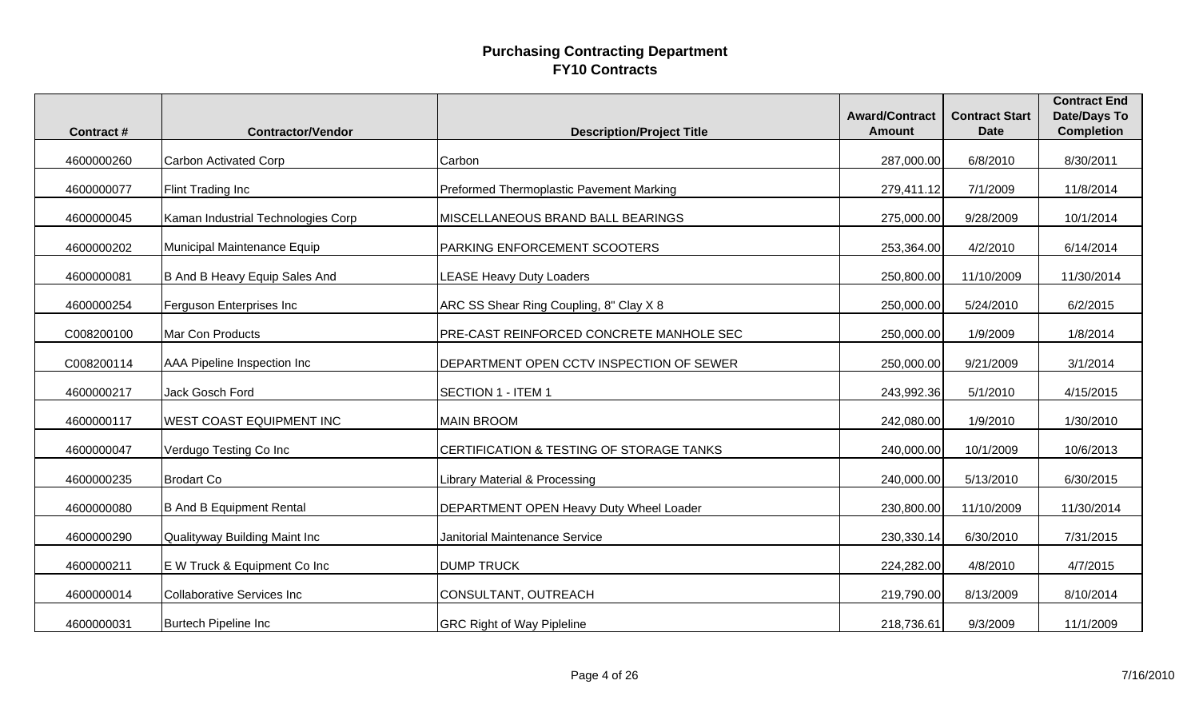# Purchasing Contracting Department
## FY10 Contracts

| Contract # | Contractor/Vendor | Description/Project Title | Award/Contract Amount | Contract Start Date | Contract End Date/Days To Completion |
|---|---|---|---|---|---|
| 4600000260 | Carbon Activated Corp | Carbon | 287,000.00 | 6/8/2010 | 8/30/2011 |
| 4600000077 | Flint Trading Inc | Preformed Thermoplastic Pavement Marking | 279,411.12 | 7/1/2009 | 11/8/2014 |
| 4600000045 | Kaman Industrial Technologies Corp | MISCELLANEOUS BRAND BALL BEARINGS | 275,000.00 | 9/28/2009 | 10/1/2014 |
| 4600000202 | Municipal Maintenance Equip | PARKING ENFORCEMENT SCOOTERS | 253,364.00 | 4/2/2010 | 6/14/2014 |
| 4600000081 | B And B Heavy Equip Sales And | LEASE Heavy Duty Loaders | 250,800.00 | 11/10/2009 | 11/30/2014 |
| 4600000254 | Ferguson Enterprises Inc | ARC SS Shear Ring Coupling, 8" Clay X 8 | 250,000.00 | 5/24/2010 | 6/2/2015 |
| C008200100 | Mar Con Products | PRE-CAST REINFORCED CONCRETE MANHOLE SEC | 250,000.00 | 1/9/2009 | 1/8/2014 |
| C008200114 | AAA Pipeline Inspection Inc | DEPARTMENT OPEN CCTV INSPECTION OF SEWER | 250,000.00 | 9/21/2009 | 3/1/2014 |
| 4600000217 | Jack Gosch Ford | SECTION 1 - ITEM 1 | 243,992.36 | 5/1/2010 | 4/15/2015 |
| 4600000117 | WEST COAST EQUIPMENT INC | MAIN BROOM | 242,080.00 | 1/9/2010 | 1/30/2010 |
| 4600000047 | Verdugo Testing Co Inc | CERTIFICATION & TESTING OF STORAGE TANKS | 240,000.00 | 10/1/2009 | 10/6/2013 |
| 4600000235 | Brodart Co | Library Material & Processing | 240,000.00 | 5/13/2010 | 6/30/2015 |
| 4600000080 | B And B Equipment Rental | DEPARTMENT OPEN Heavy Duty Wheel Loader | 230,800.00 | 11/10/2009 | 11/30/2014 |
| 4600000290 | Qualityway Building Maint Inc | Janitorial Maintenance Service | 230,330.14 | 6/30/2010 | 7/31/2015 |
| 4600000211 | E W Truck & Equipment Co Inc | DUMP TRUCK | 224,282.00 | 4/8/2010 | 4/7/2015 |
| 4600000014 | Collaborative Services Inc | CONSULTANT, OUTREACH | 219,790.00 | 8/13/2009 | 8/10/2014 |
| 4600000031 | Burtech Pipeline Inc | GRC Right of Way Pipleline | 218,736.61 | 9/3/2009 | 11/1/2009 |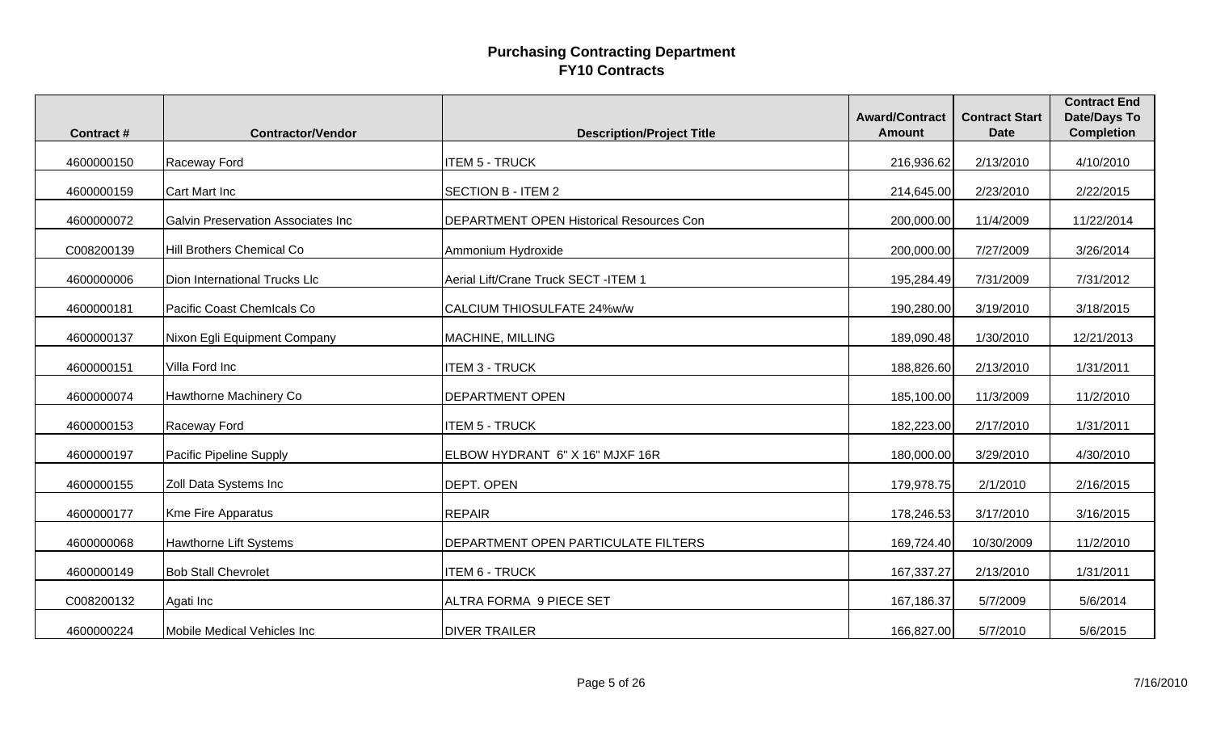# Purchasing Contracting Department
## FY10 Contracts

| Contract # | Contractor/Vendor | Description/Project Title | Award/Contract Amount | Contract Start Date | Contract End Date/Days To Completion |
|---|---|---|---|---|---|
| 4600000150 | Raceway Ford | ITEM 5 - TRUCK | 216,936.62 | 2/13/2010 | 4/10/2010 |
| 4600000159 | Cart Mart Inc | SECTION B - ITEM 2 | 214,645.00 | 2/23/2010 | 2/22/2015 |
| 4600000072 | Galvin Preservation Associates Inc | DEPARTMENT OPEN Historical Resources Con | 200,000.00 | 11/4/2009 | 11/22/2014 |
| C008200139 | Hill Brothers Chemical Co | Ammonium Hydroxide | 200,000.00 | 7/27/2009 | 3/26/2014 |
| 4600000006 | Dion International Trucks Llc | Aerial Lift/Crane Truck SECT -ITEM 1 | 195,284.49 | 7/31/2009 | 7/31/2012 |
| 4600000181 | Pacific Coast ChemIcals Co | CALCIUM THIOSULFATE 24%w/w | 190,280.00 | 3/19/2010 | 3/18/2015 |
| 4600000137 | Nixon Egli Equipment Company | MACHINE, MILLING | 189,090.48 | 1/30/2010 | 12/21/2013 |
| 4600000151 | Villa Ford Inc | ITEM 3 - TRUCK | 188,826.60 | 2/13/2010 | 1/31/2011 |
| 4600000074 | Hawthorne Machinery Co | DEPARTMENT OPEN | 185,100.00 | 11/3/2009 | 11/2/2010 |
| 4600000153 | Raceway Ford | ITEM 5 - TRUCK | 182,223.00 | 2/17/2010 | 1/31/2011 |
| 4600000197 | Pacific Pipeline Supply | ELBOW HYDRANT 6" X 16" MJXF 16R | 180,000.00 | 3/29/2010 | 4/30/2010 |
| 4600000155 | Zoll Data Systems Inc | DEPT. OPEN | 179,978.75 | 2/1/2010 | 2/16/2015 |
| 4600000177 | Kme Fire Apparatus | REPAIR | 178,246.53 | 3/17/2010 | 3/16/2015 |
| 4600000068 | Hawthorne Lift Systems | DEPARTMENT OPEN PARTICULATE FILTERS | 169,724.40 | 10/30/2009 | 11/2/2010 |
| 4600000149 | Bob Stall Chevrolet | ITEM 6 - TRUCK | 167,337.27 | 2/13/2010 | 1/31/2011 |
| C008200132 | Agati Inc | ALTRA FORMA 9 PIECE SET | 167,186.37 | 5/7/2009 | 5/6/2014 |
| 4600000224 | Mobile Medical Vehicles Inc | DIVER TRAILER | 166,827.00 | 5/7/2010 | 5/6/2015 |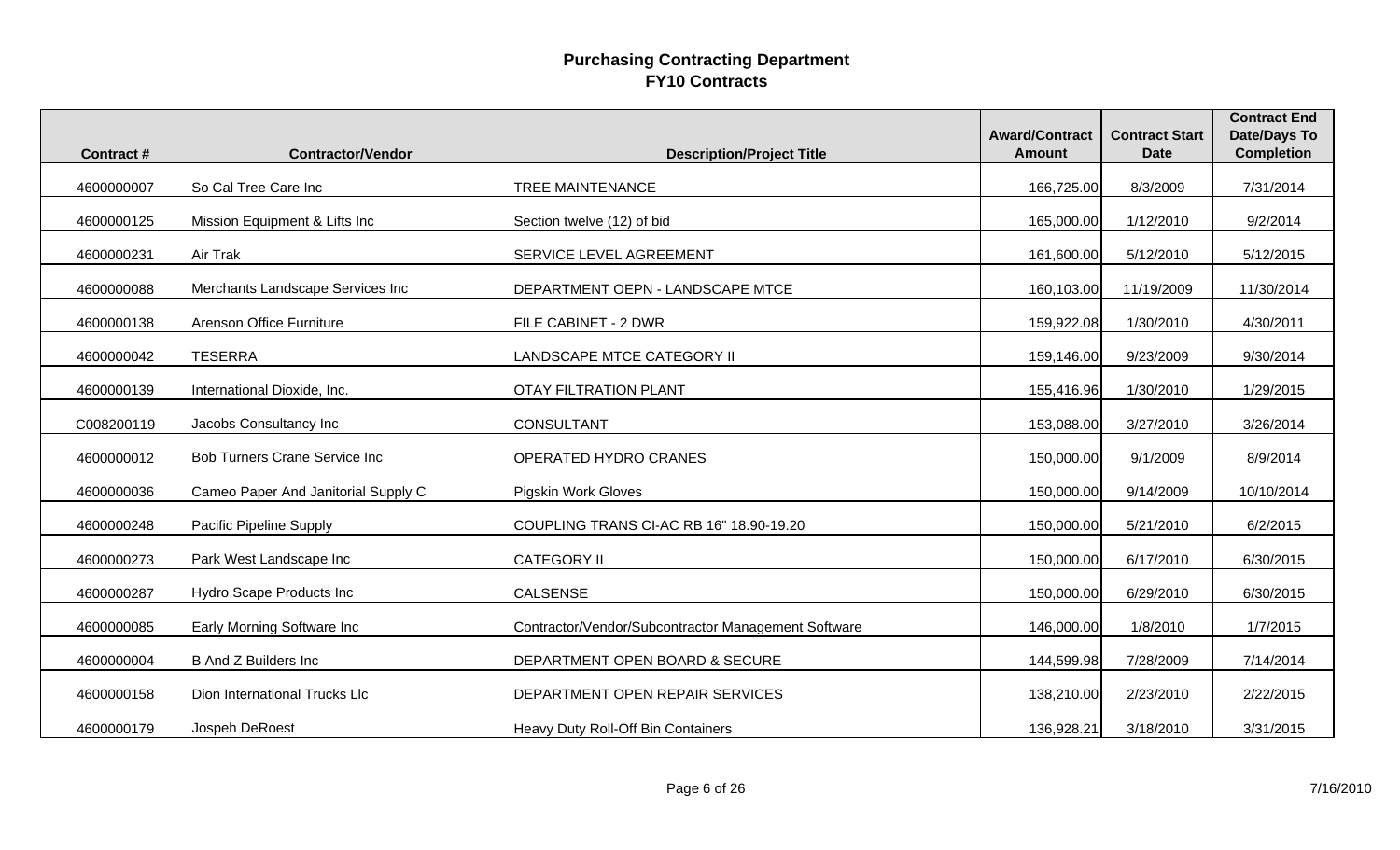# Purchasing Contracting Department
## FY10 Contracts

| Contract # | Contractor/Vendor | Description/Project Title | Award/Contract Amount | Contract Start Date | Contract End Date/Days To Completion |
|---|---|---|---|---|---|
| 4600000007 | So Cal Tree Care Inc | TREE MAINTENANCE | 166,725.00 | 8/3/2009 | 7/31/2014 |
| 4600000125 | Mission Equipment & Lifts Inc | Section twelve (12) of bid | 165,000.00 | 1/12/2010 | 9/2/2014 |
| 4600000231 | Air Trak | SERVICE LEVEL AGREEMENT | 161,600.00 | 5/12/2010 | 5/12/2015 |
| 4600000088 | Merchants Landscape Services Inc | DEPARTMENT OEPN - LANDSCAPE MTCE | 160,103.00 | 11/19/2009 | 11/30/2014 |
| 4600000138 | Arenson Office Furniture | FILE CABINET - 2 DWR | 159,922.08 | 1/30/2010 | 4/30/2011 |
| 4600000042 | TESERRA | LANDSCAPE MTCE CATEGORY II | 159,146.00 | 9/23/2009 | 9/30/2014 |
| 4600000139 | International Dioxide, Inc. | OTAY FILTRATION PLANT | 155,416.96 | 1/30/2010 | 1/29/2015 |
| C008200119 | Jacobs Consultancy Inc | CONSULTANT | 153,088.00 | 3/27/2010 | 3/26/2014 |
| 4600000012 | Bob Turners Crane Service Inc | OPERATED HYDRO CRANES | 150,000.00 | 9/1/2009 | 8/9/2014 |
| 4600000036 | Cameo Paper And Janitorial Supply C | Pigskin Work Gloves | 150,000.00 | 9/14/2009 | 10/10/2014 |
| 4600000248 | Pacific Pipeline Supply | COUPLING TRANS CI-AC RB 16" 18.90-19.20 | 150,000.00 | 5/21/2010 | 6/2/2015 |
| 4600000273 | Park West Landscape Inc | CATEGORY II | 150,000.00 | 6/17/2010 | 6/30/2015 |
| 4600000287 | Hydro Scape Products Inc | CALSENSE | 150,000.00 | 6/29/2010 | 6/30/2015 |
| 4600000085 | Early Morning Software Inc | Contractor/Vendor/Subcontractor Management Software | 146,000.00 | 1/8/2010 | 1/7/2015 |
| 4600000004 | B And Z Builders Inc | DEPARTMENT OPEN BOARD & SECURE | 144,599.98 | 7/28/2009 | 7/14/2014 |
| 4600000158 | Dion International Trucks Llc | DEPARTMENT OPEN REPAIR SERVICES | 138,210.00 | 2/23/2010 | 2/22/2015 |
| 4600000179 | Jospeh DeRoest | Heavy Duty Roll-Off Bin Containers | 136,928.21 | 3/18/2010 | 3/31/2015 |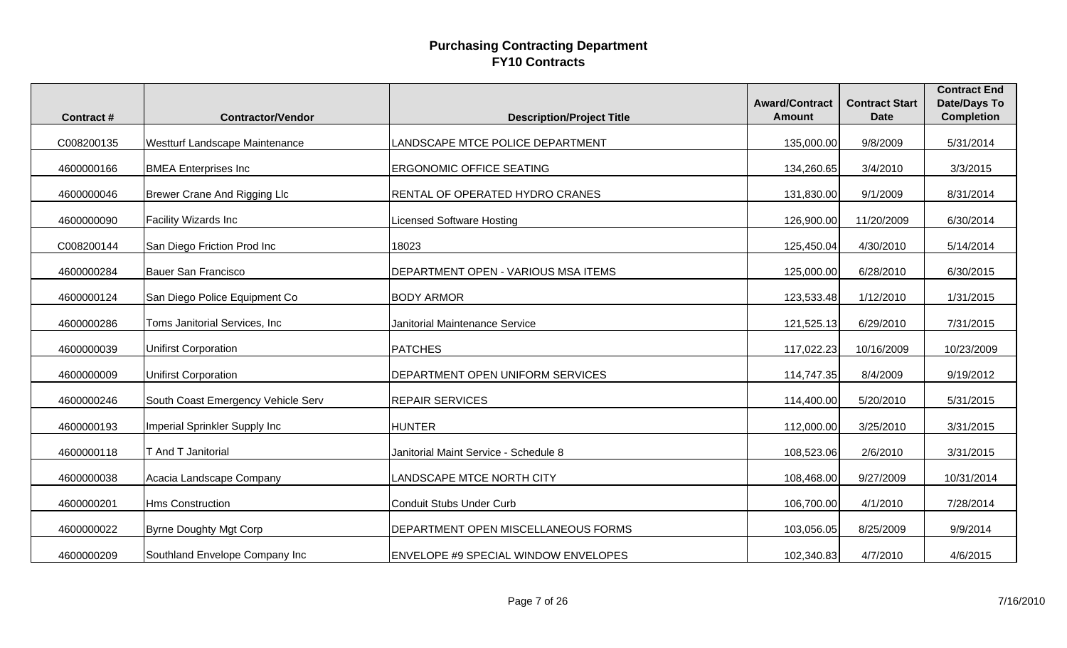## Purchasing Contracting Department
## FY10 Contracts

| Contract # | Contractor/Vendor | Description/Project Title | Award/Contract Amount | Contract Start Date | Contract End Date/Days To Completion |
|---|---|---|---|---|---|
| C008200135 | Westturf Landscape Maintenance | LANDSCAPE MTCE POLICE DEPARTMENT | 135,000.00 | 9/8/2009 | 5/31/2014 |
| 4600000166 | BMEA Enterprises Inc | ERGONOMIC OFFICE SEATING | 134,260.65 | 3/4/2010 | 3/3/2015 |
| 4600000046 | Brewer Crane And Rigging Llc | RENTAL OF OPERATED HYDRO CRANES | 131,830.00 | 9/1/2009 | 8/31/2014 |
| 4600000090 | Facility Wizards Inc | Licensed Software Hosting | 126,900.00 | 11/20/2009 | 6/30/2014 |
| C008200144 | San Diego Friction Prod Inc | 18023 | 125,450.04 | 4/30/2010 | 5/14/2014 |
| 4600000284 | Bauer San Francisco | DEPARTMENT OPEN - VARIOUS MSA ITEMS | 125,000.00 | 6/28/2010 | 6/30/2015 |
| 4600000124 | San Diego Police Equipment Co | BODY ARMOR | 123,533.48 | 1/12/2010 | 1/31/2015 |
| 4600000286 | Toms Janitorial Services, Inc | Janitorial Maintenance Service | 121,525.13 | 6/29/2010 | 7/31/2015 |
| 4600000039 | Unifirst Corporation | PATCHES | 117,022.23 | 10/16/2009 | 10/23/2009 |
| 4600000009 | Unifirst Corporation | DEPARTMENT OPEN UNIFORM SERVICES | 114,747.35 | 8/4/2009 | 9/19/2012 |
| 4600000246 | South Coast Emergency Vehicle Serv | REPAIR SERVICES | 114,400.00 | 5/20/2010 | 5/31/2015 |
| 4600000193 | Imperial Sprinkler Supply Inc | HUNTER | 112,000.00 | 3/25/2010 | 3/31/2015 |
| 4600000118 | T And T Janitorial | Janitorial Maint Service - Schedule 8 | 108,523.06 | 2/6/2010 | 3/31/2015 |
| 4600000038 | Acacia Landscape Company | LANDSCAPE MTCE NORTH CITY | 108,468.00 | 9/27/2009 | 10/31/2014 |
| 4600000201 | Hms Construction | Conduit Stubs Under Curb | 106,700.00 | 4/1/2010 | 7/28/2014 |
| 4600000022 | Byrne Doughty Mgt Corp | DEPARTMENT OPEN MISCELLANEOUS FORMS | 103,056.05 | 8/25/2009 | 9/9/2014 |
| 4600000209 | Southland Envelope Company Inc | ENVELOPE #9 SPECIAL WINDOW ENVELOPES | 102,340.83 | 4/7/2010 | 4/6/2015 |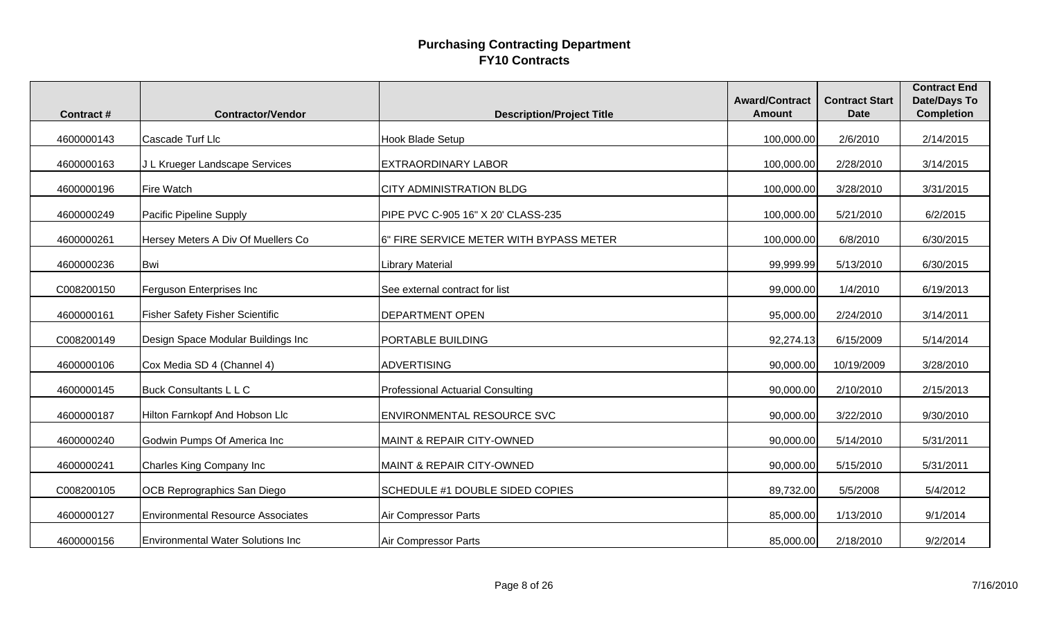# Purchasing Contracting Department
## FY10 Contracts

| Contract # | Contractor/Vendor | Description/Project Title | Award/Contract Amount | Contract Start Date | Contract End Date/Days To Completion |
|---|---|---|---|---|---|
| 4600000143 | Cascade Turf Llc | Hook Blade Setup | 100,000.00 | 2/6/2010 | 2/14/2015 |
| 4600000163 | J L Krueger Landscape Services | EXTRAORDINARY LABOR | 100,000.00 | 2/28/2010 | 3/14/2015 |
| 4600000196 | Fire Watch | CITY ADMINISTRATION BLDG | 100,000.00 | 3/28/2010 | 3/31/2015 |
| 4600000249 | Pacific Pipeline Supply | PIPE PVC C-905 16" X 20' CLASS-235 | 100,000.00 | 5/21/2010 | 6/2/2015 |
| 4600000261 | Hersey Meters A Div Of Muellers Co | 6" FIRE SERVICE METER WITH BYPASS METER | 100,000.00 | 6/8/2010 | 6/30/2015 |
| 4600000236 | Bwi | Library Material | 99,999.99 | 5/13/2010 | 6/30/2015 |
| C008200150 | Ferguson Enterprises Inc | See external contract for list | 99,000.00 | 1/4/2010 | 6/19/2013 |
| 4600000161 | Fisher Safety Fisher Scientific | DEPARTMENT OPEN | 95,000.00 | 2/24/2010 | 3/14/2011 |
| C008200149 | Design Space Modular Buildings Inc | PORTABLE BUILDING | 92,274.13 | 6/15/2009 | 5/14/2014 |
| 4600000106 | Cox Media SD 4 (Channel 4) | ADVERTISING | 90,000.00 | 10/19/2009 | 3/28/2010 |
| 4600000145 | Buck Consultants L L C | Professional Actuarial Consulting | 90,000.00 | 2/10/2010 | 2/15/2013 |
| 4600000187 | Hilton Farnkopf And Hobson Llc | ENVIRONMENTAL RESOURCE SVC | 90,000.00 | 3/22/2010 | 9/30/2010 |
| 4600000240 | Godwin Pumps Of America Inc | MAINT & REPAIR CITY-OWNED | 90,000.00 | 5/14/2010 | 5/31/2011 |
| 4600000241 | Charles King Company Inc | MAINT & REPAIR CITY-OWNED | 90,000.00 | 5/15/2010 | 5/31/2011 |
| C008200105 | OCB Reprographics San Diego | SCHEDULE #1 DOUBLE SIDED COPIES | 89,732.00 | 5/5/2008 | 5/4/2012 |
| 4600000127 | Environmental Resource Associates | Air Compressor Parts | 85,000.00 | 1/13/2010 | 9/1/2014 |
| 4600000156 | Environmental Water Solutions Inc | Air Compressor Parts | 85,000.00 | 2/18/2010 | 9/2/2014 |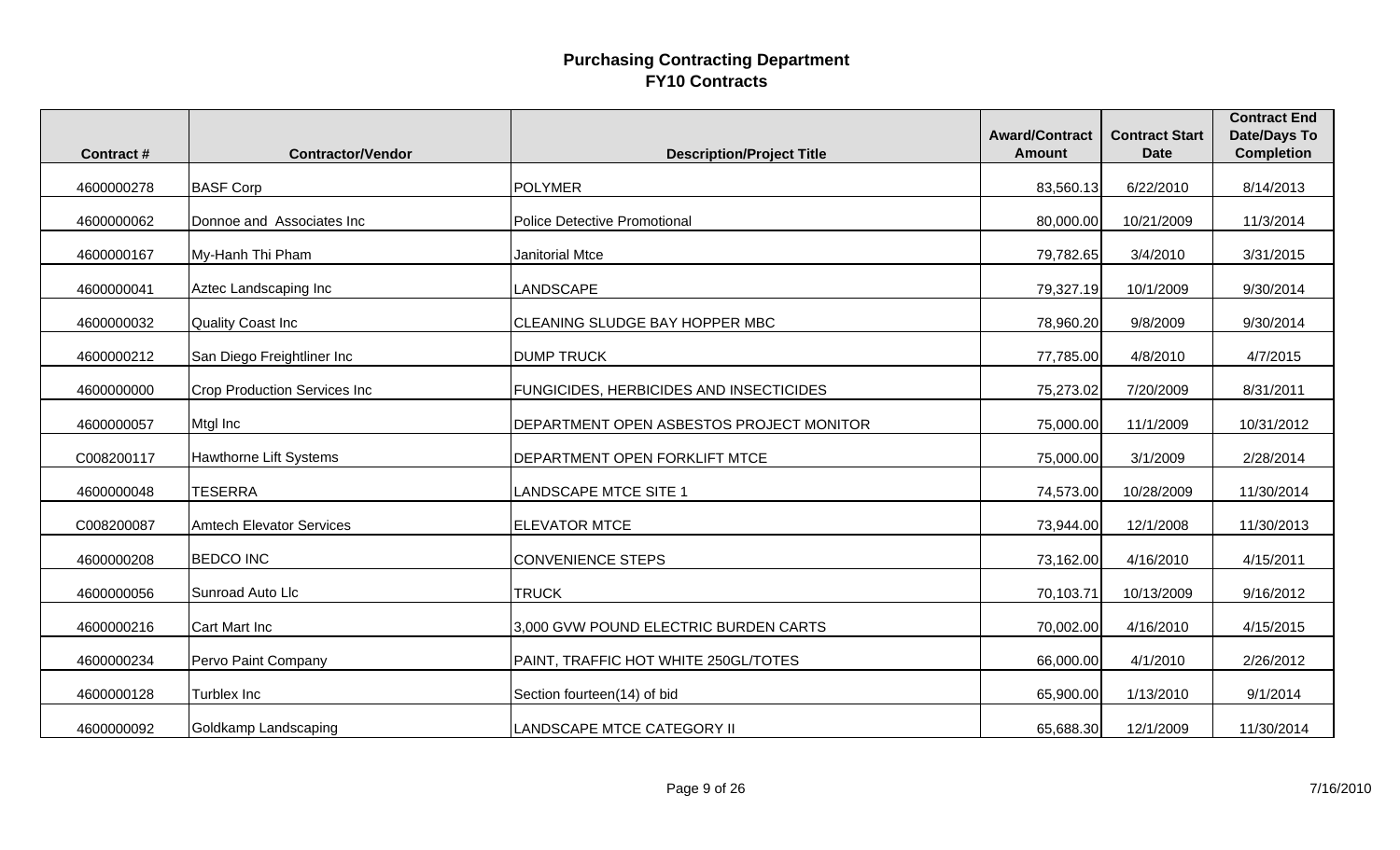# Purchasing Contracting Department
## FY10 Contracts

| Contract # | Contractor/Vendor | Description/Project Title | Award/Contract Amount | Contract Start Date | Contract End Date/Days To Completion |
|---|---|---|---|---|---|
| 4600000278 | BASF Corp | POLYMER | 83,560.13 | 6/22/2010 | 8/14/2013 |
| 4600000062 | Donnoe and Associates Inc | Police Detective Promotional | 80,000.00 | 10/21/2009 | 11/3/2014 |
| 4600000167 | My-Hanh Thi Pham | Janitorial Mtce | 79,782.65 | 3/4/2010 | 3/31/2015 |
| 4600000041 | Aztec Landscaping Inc | LANDSCAPE | 79,327.19 | 10/1/2009 | 9/30/2014 |
| 4600000032 | Quality Coast Inc | CLEANING SLUDGE BAY HOPPER MBC | 78,960.20 | 9/8/2009 | 9/30/2014 |
| 4600000212 | San Diego Freightliner Inc | DUMP TRUCK | 77,785.00 | 4/8/2010 | 4/7/2015 |
| 4600000000 | Crop Production Services Inc | FUNGICIDES, HERBICIDES AND INSECTICIDES | 75,273.02 | 7/20/2009 | 8/31/2011 |
| 4600000057 | Mtgl Inc | DEPARTMENT OPEN ASBESTOS PROJECT MONITOR | 75,000.00 | 11/1/2009 | 10/31/2012 |
| C008200117 | Hawthorne Lift Systems | DEPARTMENT OPEN FORKLIFT MTCE | 75,000.00 | 3/1/2009 | 2/28/2014 |
| 4600000048 | TESERRA | LANDSCAPE MTCE SITE 1 | 74,573.00 | 10/28/2009 | 11/30/2014 |
| C008200087 | Amtech Elevator Services | ELEVATOR MTCE | 73,944.00 | 12/1/2008 | 11/30/2013 |
| 4600000208 | BEDCO INC | CONVENIENCE STEPS | 73,162.00 | 4/16/2010 | 4/15/2011 |
| 4600000056 | Sunroad Auto Llc | TRUCK | 70,103.71 | 10/13/2009 | 9/16/2012 |
| 4600000216 | Cart Mart Inc | 3,000 GVW POUND ELECTRIC BURDEN CARTS | 70,002.00 | 4/16/2010 | 4/15/2015 |
| 4600000234 | Pervo Paint Company | PAINT, TRAFFIC HOT WHITE 250GL/TOTES | 66,000.00 | 4/1/2010 | 2/26/2012 |
| 4600000128 | Turblex Inc | Section fourteen(14) of bid | 65,900.00 | 1/13/2010 | 9/1/2014 |
| 4600000092 | Goldkamp Landscaping | LANDSCAPE MTCE CATEGORY II | 65,688.30 | 12/1/2009 | 11/30/2014 |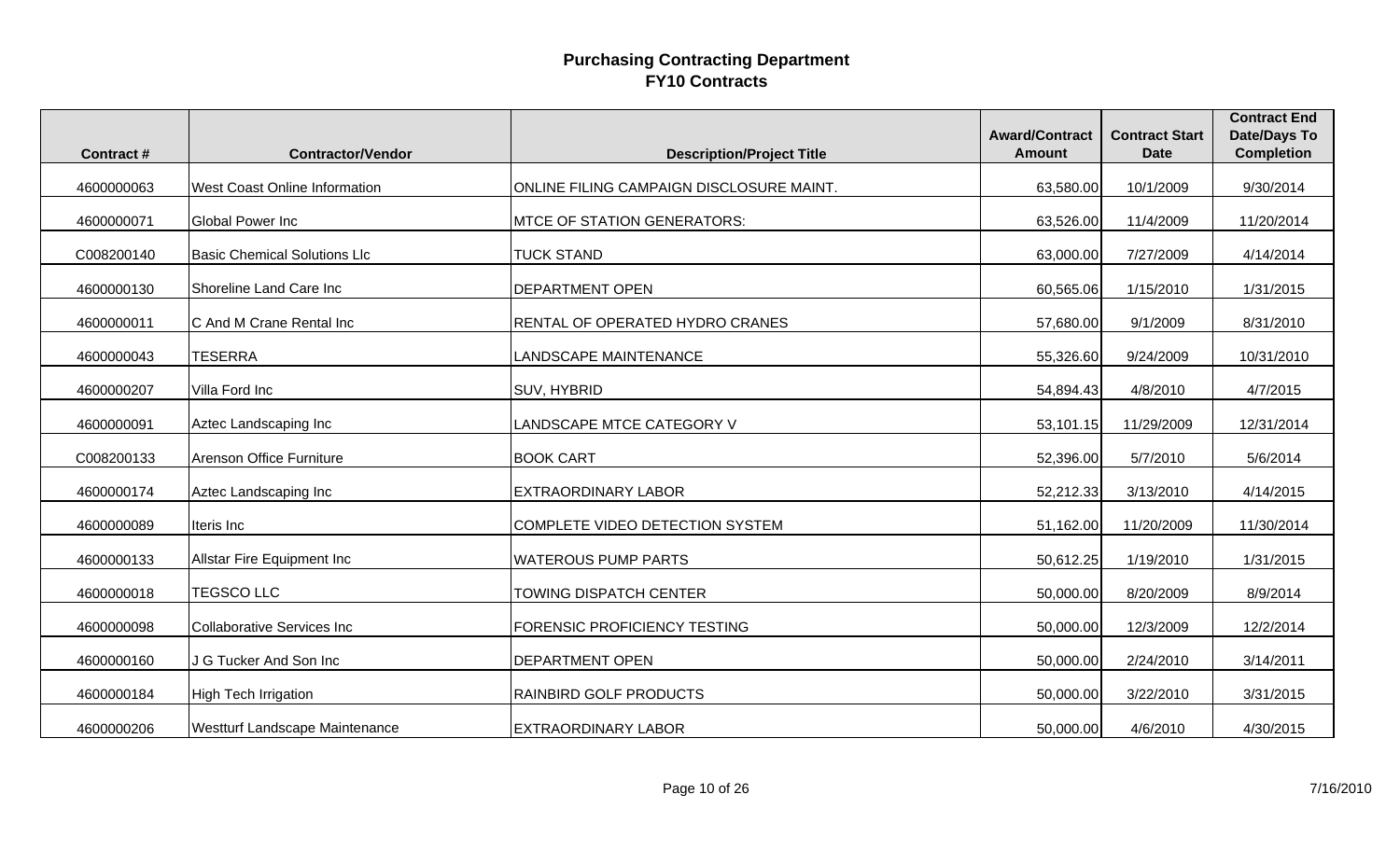# Purchasing Contracting Department
## FY10 Contracts

| Contract # | Contractor/Vendor | Description/Project Title | Award/Contract Amount | Contract Start Date | Contract End Date/Days To Completion |
|---|---|---|---|---|---|
| 4600000063 | West Coast Online Information | ONLINE FILING CAMPAIGN DISCLOSURE MAINT. | 63,580.00 | 10/1/2009 | 9/30/2014 |
| 4600000071 | Global Power Inc | MTCE OF STATION GENERATORS: | 63,526.00 | 11/4/2009 | 11/20/2014 |
| C008200140 | Basic Chemical Solutions Llc | TUCK STAND | 63,000.00 | 7/27/2009 | 4/14/2014 |
| 4600000130 | Shoreline Land Care Inc | DEPARTMENT OPEN | 60,565.06 | 1/15/2010 | 1/31/2015 |
| 4600000011 | C And M Crane Rental Inc | RENTAL OF OPERATED HYDRO CRANES | 57,680.00 | 9/1/2009 | 8/31/2010 |
| 4600000043 | TESERRA | LANDSCAPE MAINTENANCE | 55,326.60 | 9/24/2009 | 10/31/2010 |
| 4600000207 | Villa Ford Inc | SUV, HYBRID | 54,894.43 | 4/8/2010 | 4/7/2015 |
| 4600000091 | Aztec Landscaping Inc | LANDSCAPE MTCE CATEGORY V | 53,101.15 | 11/29/2009 | 12/31/2014 |
| C008200133 | Arenson Office Furniture | BOOK CART | 52,396.00 | 5/7/2010 | 5/6/2014 |
| 4600000174 | Aztec Landscaping Inc | EXTRAORDINARY LABOR | 52,212.33 | 3/13/2010 | 4/14/2015 |
| 4600000089 | Iteris Inc | COMPLETE VIDEO DETECTION SYSTEM | 51,162.00 | 11/20/2009 | 11/30/2014 |
| 4600000133 | Allstar Fire Equipment Inc | WATEROUS PUMP PARTS | 50,612.25 | 1/19/2010 | 1/31/2015 |
| 4600000018 | TEGSCO LLC | TOWING DISPATCH CENTER | 50,000.00 | 8/20/2009 | 8/9/2014 |
| 4600000098 | Collaborative Services Inc | FORENSIC PROFICIENCY TESTING | 50,000.00 | 12/3/2009 | 12/2/2014 |
| 4600000160 | J G Tucker And Son Inc | DEPARTMENT OPEN | 50,000.00 | 2/24/2010 | 3/14/2011 |
| 4600000184 | High Tech Irrigation | RAINBIRD GOLF PRODUCTS | 50,000.00 | 3/22/2010 | 3/31/2015 |
| 4600000206 | Westturf Landscape Maintenance | EXTRAORDINARY LABOR | 50,000.00 | 4/6/2010 | 4/30/2015 |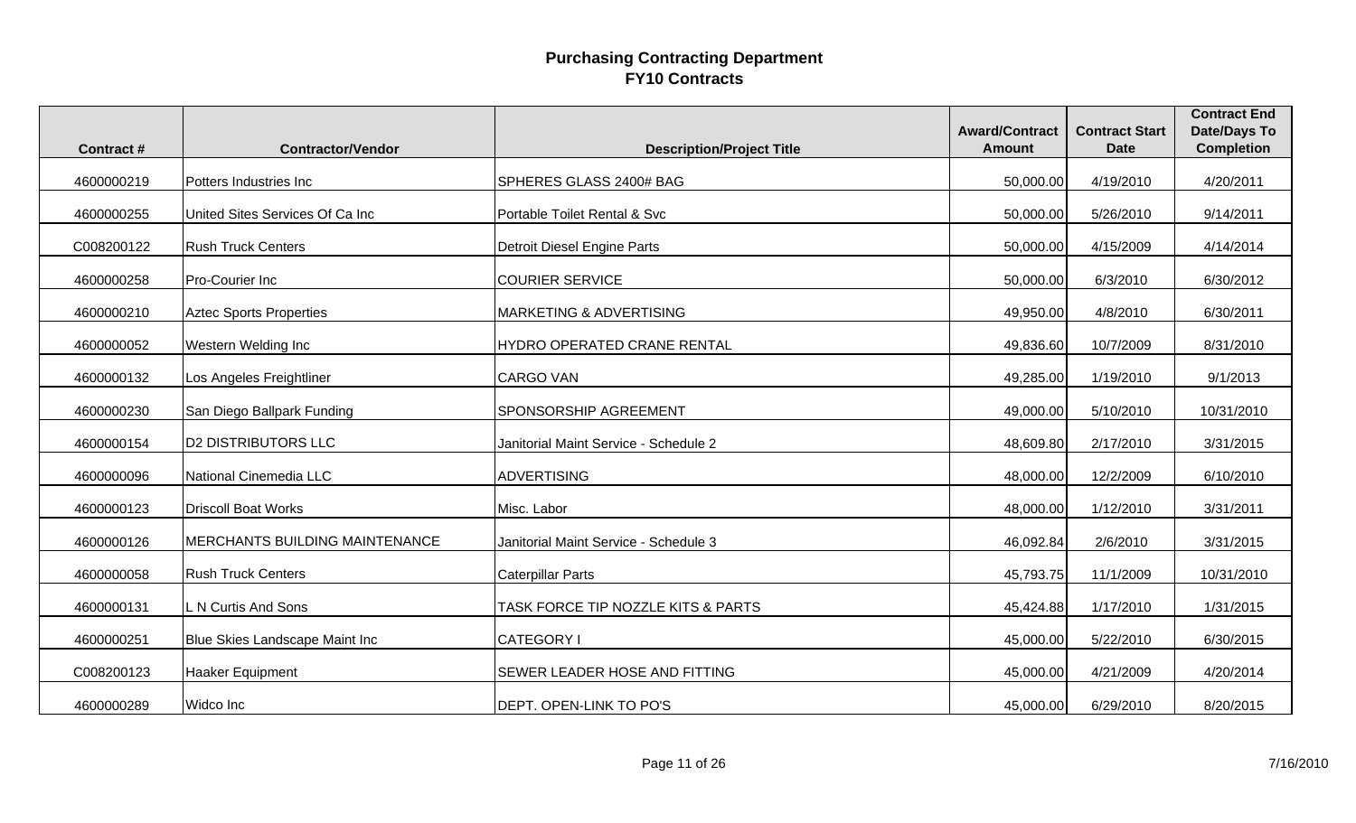# Purchasing Contracting Department
## FY10 Contracts

| Contract # | Contractor/Vendor | Description/Project Title | Award/Contract Amount | Contract Start Date | Contract End Date/Days To Completion |
|---|---|---|---|---|---|
| 4600000219 | Potters Industries Inc | SPHERES GLASS 2400# BAG | 50,000.00 | 4/19/2010 | 4/20/2011 |
| 4600000255 | United Sites Services Of Ca Inc | Portable Toilet Rental & Svc | 50,000.00 | 5/26/2010 | 9/14/2011 |
| C008200122 | Rush Truck Centers | Detroit Diesel Engine Parts | 50,000.00 | 4/15/2009 | 4/14/2014 |
| 4600000258 | Pro-Courier Inc | COURIER SERVICE | 50,000.00 | 6/3/2010 | 6/30/2012 |
| 4600000210 | Aztec Sports Properties | MARKETING & ADVERTISING | 49,950.00 | 4/8/2010 | 6/30/2011 |
| 4600000052 | Western Welding Inc | HYDRO OPERATED CRANE RENTAL | 49,836.60 | 10/7/2009 | 8/31/2010 |
| 4600000132 | Los Angeles Freightliner | CARGO VAN | 49,285.00 | 1/19/2010 | 9/1/2013 |
| 4600000230 | San Diego Ballpark Funding | SPONSORSHIP AGREEMENT | 49,000.00 | 5/10/2010 | 10/31/2010 |
| 4600000154 | D2 DISTRIBUTORS LLC | Janitorial Maint Service - Schedule 2 | 48,609.80 | 2/17/2010 | 3/31/2015 |
| 4600000096 | National Cinemedia LLC | ADVERTISING | 48,000.00 | 12/2/2009 | 6/10/2010 |
| 4600000123 | Driscoll Boat Works | Misc. Labor | 48,000.00 | 1/12/2010 | 3/31/2011 |
| 4600000126 | MERCHANTS BUILDING MAINTENANCE | Janitorial Maint Service - Schedule 3 | 46,092.84 | 2/6/2010 | 3/31/2015 |
| 4600000058 | Rush Truck Centers | Caterpillar Parts | 45,793.75 | 11/1/2009 | 10/31/2010 |
| 4600000131 | L N Curtis And Sons | TASK FORCE TIP NOZZLE KITS & PARTS | 45,424.88 | 1/17/2010 | 1/31/2015 |
| 4600000251 | Blue Skies Landscape Maint Inc | CATEGORY I | 45,000.00 | 5/22/2010 | 6/30/2015 |
| C008200123 | Haaker Equipment | SEWER LEADER HOSE AND FITTING | 45,000.00 | 4/21/2009 | 4/20/2014 |
| 4600000289 | Widco Inc | DEPT. OPEN-LINK TO PO'S | 45,000.00 | 6/29/2010 | 8/20/2015 |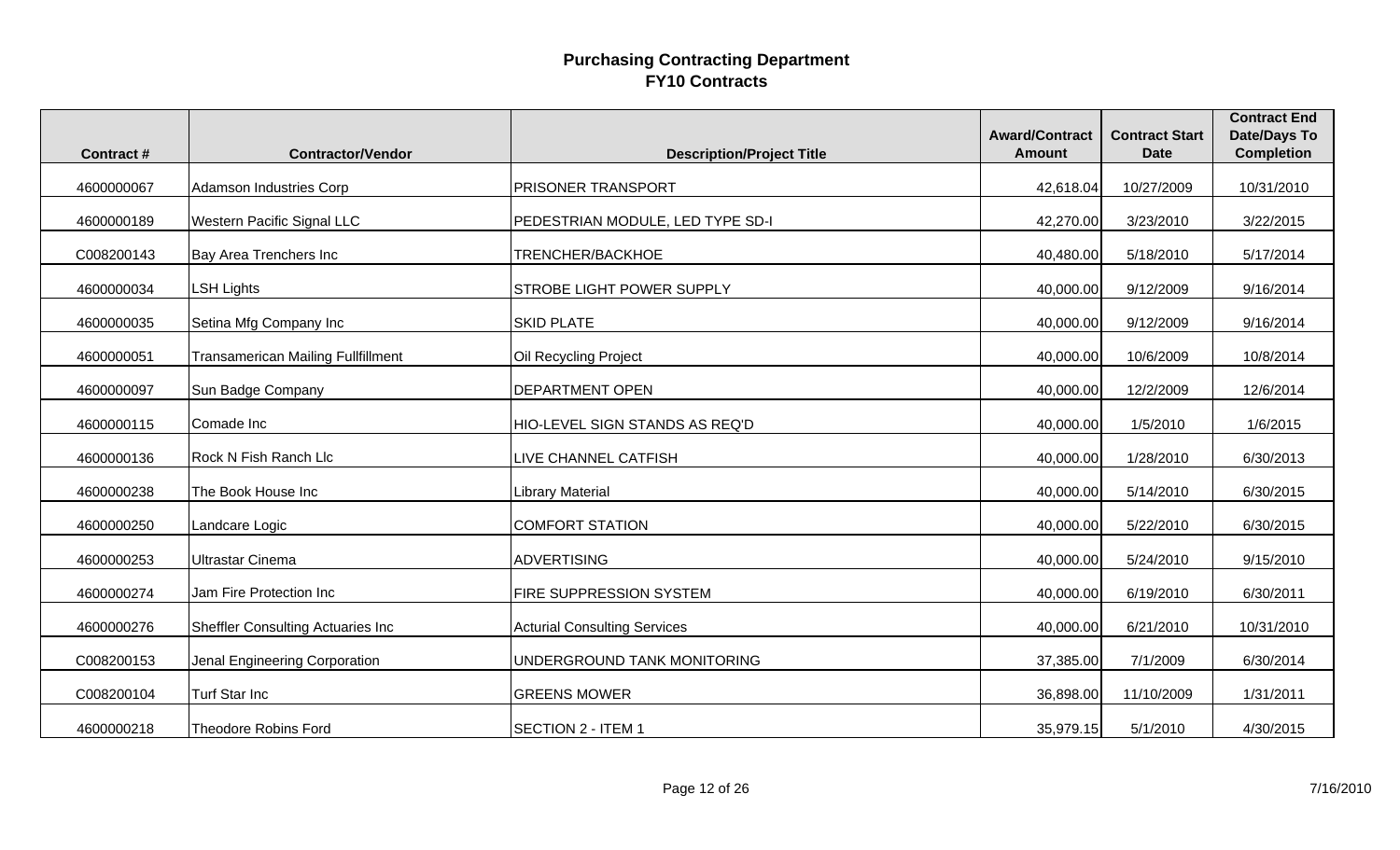# Purchasing Contracting Department
## FY10 Contracts

| Contract # | Contractor/Vendor | Description/Project Title | Award/Contract Amount | Contract Start Date | Contract End Date/Days To Completion |
|---|---|---|---|---|---|
| 4600000067 | Adamson Industries Corp | PRISONER TRANSPORT | 42,618.04 | 10/27/2009 | 10/31/2010 |
| 4600000189 | Western Pacific Signal LLC | PEDESTRIAN MODULE, LED TYPE SD-I | 42,270.00 | 3/23/2010 | 3/22/2015 |
| C008200143 | Bay Area Trenchers Inc | TRENCHER/BACKHOE | 40,480.00 | 5/18/2010 | 5/17/2014 |
| 4600000034 | LSH Lights | STROBE LIGHT POWER SUPPLY | 40,000.00 | 9/12/2009 | 9/16/2014 |
| 4600000035 | Setina Mfg Company Inc | SKID PLATE | 40,000.00 | 9/12/2009 | 9/16/2014 |
| 4600000051 | Transamerican Mailing Fullfillment | Oil Recycling Project | 40,000.00 | 10/6/2009 | 10/8/2014 |
| 4600000097 | Sun Badge Company | DEPARTMENT OPEN | 40,000.00 | 12/2/2009 | 12/6/2014 |
| 4600000115 | Comade Inc | HIO-LEVEL SIGN STANDS AS REQ'D | 40,000.00 | 1/5/2010 | 1/6/2015 |
| 4600000136 | Rock N Fish Ranch Llc | LIVE CHANNEL CATFISH | 40,000.00 | 1/28/2010 | 6/30/2013 |
| 4600000238 | The Book House Inc | Library Material | 40,000.00 | 5/14/2010 | 6/30/2015 |
| 4600000250 | Landcare Logic | COMFORT STATION | 40,000.00 | 5/22/2010 | 6/30/2015 |
| 4600000253 | Ultrastar Cinema | ADVERTISING | 40,000.00 | 5/24/2010 | 9/15/2010 |
| 4600000274 | Jam Fire Protection Inc | FIRE SUPPRESSION SYSTEM | 40,000.00 | 6/19/2010 | 6/30/2011 |
| 4600000276 | Sheffler Consulting Actuaries Inc | Acturial Consulting Services | 40,000.00 | 6/21/2010 | 10/31/2010 |
| C008200153 | Jenal Engineering Corporation | UNDERGROUND TANK MONITORING | 37,385.00 | 7/1/2009 | 6/30/2014 |
| C008200104 | Turf Star Inc | GREENS MOWER | 36,898.00 | 11/10/2009 | 1/31/2011 |
| 4600000218 | Theodore Robins Ford | SECTION 2 - ITEM 1 | 35,979.15 | 5/1/2010 | 4/30/2015 |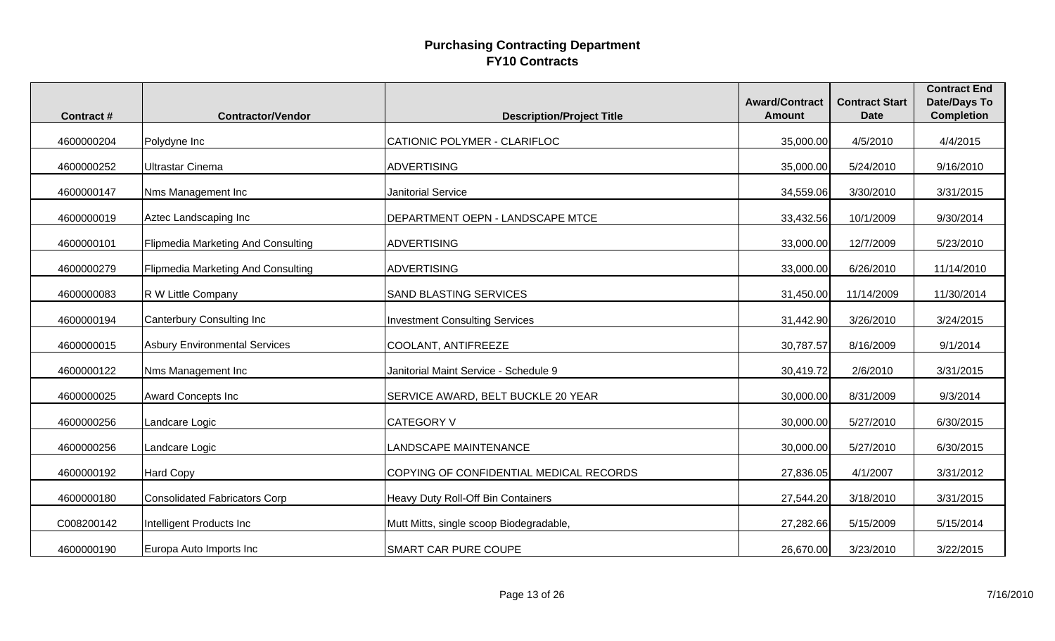# Purchasing Contracting Department
## FY10 Contracts

| Contract # | Contractor/Vendor | Description/Project Title | Award/Contract Amount | Contract Start Date | Contract End Date/Days To Completion |
|---|---|---|---|---|---|
| 4600000204 | Polydyne Inc | CATIONIC POLYMER - CLARIFLOC | 35,000.00 | 4/5/2010 | 4/4/2015 |
| 4600000252 | Ultrastar Cinema | ADVERTISING | 35,000.00 | 5/24/2010 | 9/16/2010 |
| 4600000147 | Nms Management Inc | Janitorial Service | 34,559.06 | 3/30/2010 | 3/31/2015 |
| 4600000019 | Aztec Landscaping Inc | DEPARTMENT OEPN - LANDSCAPE MTCE | 33,432.56 | 10/1/2009 | 9/30/2014 |
| 4600000101 | Flipmedia Marketing And Consulting | ADVERTISING | 33,000.00 | 12/7/2009 | 5/23/2010 |
| 4600000279 | Flipmedia Marketing And Consulting | ADVERTISING | 33,000.00 | 6/26/2010 | 11/14/2010 |
| 4600000083 | R W Little Company | SAND BLASTING SERVICES | 31,450.00 | 11/14/2009 | 11/30/2014 |
| 4600000194 | Canterbury Consulting Inc | Investment Consulting Services | 31,442.90 | 3/26/2010 | 3/24/2015 |
| 4600000015 | Asbury Environmental Services | COOLANT, ANTIFREEZE | 30,787.57 | 8/16/2009 | 9/1/2014 |
| 4600000122 | Nms Management Inc | Janitorial Maint Service - Schedule 9 | 30,419.72 | 2/6/2010 | 3/31/2015 |
| 4600000025 | Award Concepts Inc | SERVICE AWARD, BELT BUCKLE 20 YEAR | 30,000.00 | 8/31/2009 | 9/3/2014 |
| 4600000256 | Landcare Logic | CATEGORY V | 30,000.00 | 5/27/2010 | 6/30/2015 |
| 4600000256 | Landcare Logic | LANDSCAPE MAINTENANCE | 30,000.00 | 5/27/2010 | 6/30/2015 |
| 4600000192 | Hard Copy | COPYING OF CONFIDENTIAL MEDICAL RECORDS | 27,836.05 | 4/1/2007 | 3/31/2012 |
| 4600000180 | Consolidated Fabricators Corp | Heavy Duty Roll-Off Bin Containers | 27,544.20 | 3/18/2010 | 3/31/2015 |
| C008200142 | Intelligent Products Inc | Mutt Mitts, single scoop Biodegradable, | 27,282.66 | 5/15/2009 | 5/15/2014 |
| 4600000190 | Europa Auto Imports Inc | SMART CAR PURE COUPE | 26,670.00 | 3/23/2010 | 3/22/2015 |

7/16/2010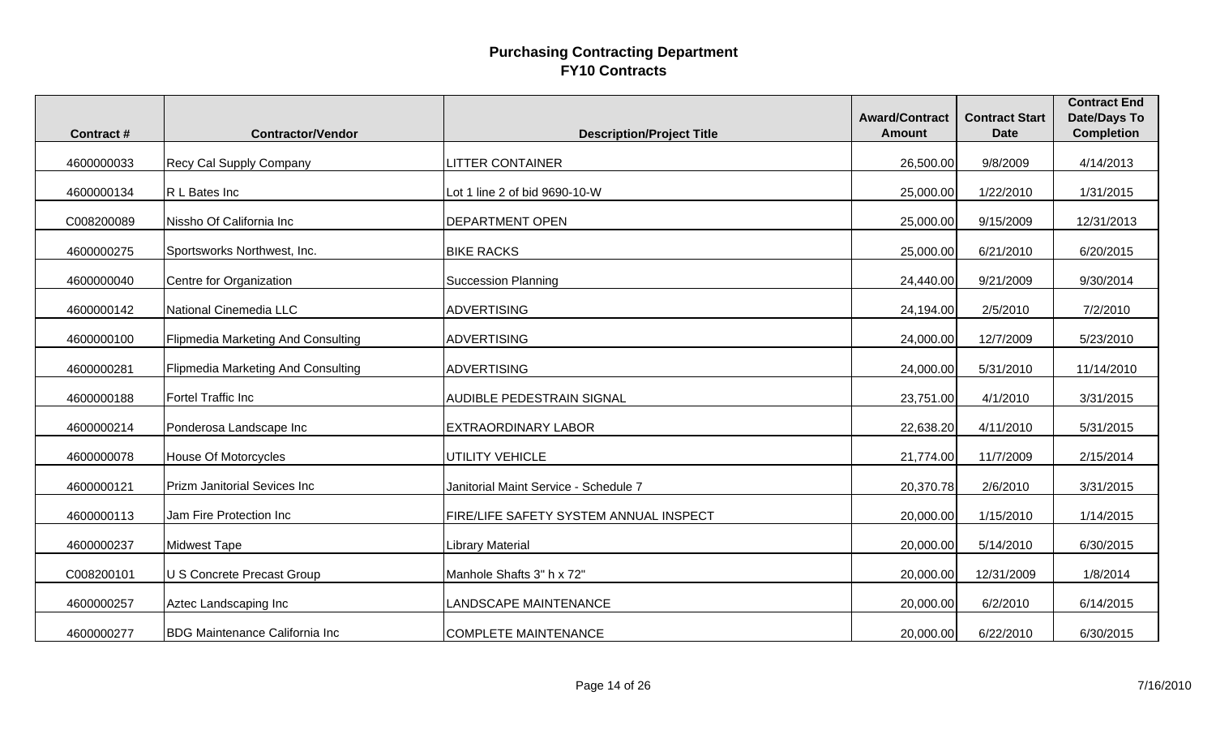# Purchasing Contracting Department
## FY10 Contracts

| Contract # | Contractor/Vendor | Description/Project Title | Award/Contract Amount | Contract Start Date | Contract End Date/Days To Completion |
|---|---|---|---|---|---|
| 4600000033 | Recy Cal Supply Company | LITTER CONTAINER | 26,500.00 | 9/8/2009 | 4/14/2013 |
| 4600000134 | R L Bates Inc | Lot 1 line 2 of bid 9690-10-W | 25,000.00 | 1/22/2010 | 1/31/2015 |
| C008200089 | Nissho Of California Inc | DEPARTMENT OPEN | 25,000.00 | 9/15/2009 | 12/31/2013 |
| 4600000275 | Sportsworks Northwest, Inc. | BIKE RACKS | 25,000.00 | 6/21/2010 | 6/20/2015 |
| 4600000040 | Centre for Organization | Succession Planning | 24,440.00 | 9/21/2009 | 9/30/2014 |
| 4600000142 | National Cinemedia LLC | ADVERTISING | 24,194.00 | 2/5/2010 | 7/2/2010 |
| 4600000100 | Flipmedia Marketing And Consulting | ADVERTISING | 24,000.00 | 12/7/2009 | 5/23/2010 |
| 4600000281 | Flipmedia Marketing And Consulting | ADVERTISING | 24,000.00 | 5/31/2010 | 11/14/2010 |
| 4600000188 | Fortel Traffic Inc | AUDIBLE PEDESTRAIN SIGNAL | 23,751.00 | 4/1/2010 | 3/31/2015 |
| 4600000214 | Ponderosa Landscape Inc | EXTRAORDINARY LABOR | 22,638.20 | 4/11/2010 | 5/31/2015 |
| 4600000078 | House Of Motorcycles | UTILITY VEHICLE | 21,774.00 | 11/7/2009 | 2/15/2014 |
| 4600000121 | Prizm Janitorial Sevices Inc | Janitorial Maint Service - Schedule 7 | 20,370.78 | 2/6/2010 | 3/31/2015 |
| 4600000113 | Jam Fire Protection Inc | FIRE/LIFE SAFETY SYSTEM ANNUAL INSPECT | 20,000.00 | 1/15/2010 | 1/14/2015 |
| 4600000237 | Midwest Tape | Library Material | 20,000.00 | 5/14/2010 | 6/30/2015 |
| C008200101 | U S Concrete Precast Group | Manhole Shafts 3" h x 72" | 20,000.00 | 12/31/2009 | 1/8/2014 |
| 4600000257 | Aztec Landscaping Inc | LANDSCAPE MAINTENANCE | 20,000.00 | 6/2/2010 | 6/14/2015 |
| 4600000277 | BDG Maintenance California Inc | COMPLETE MAINTENANCE | 20,000.00 | 6/22/2010 | 6/30/2015 |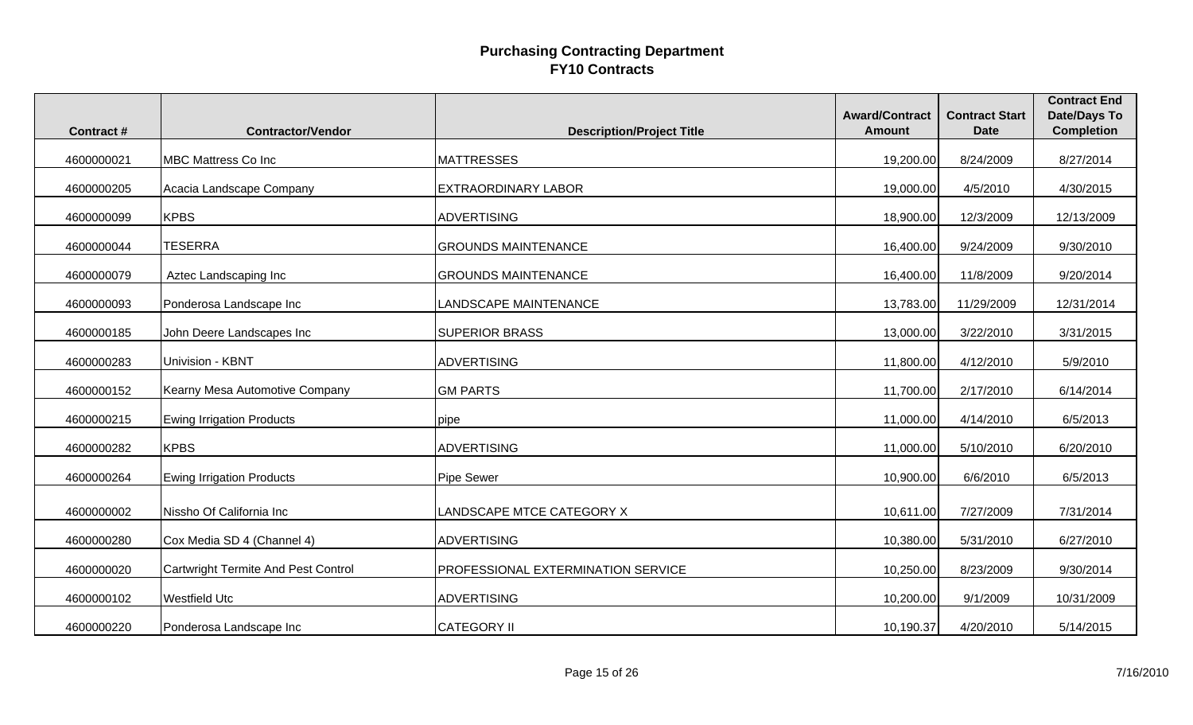# Purchasing Contracting Department
## FY10 Contracts

| Contract # | Contractor/Vendor | Description/Project Title | Award/Contract Amount | Contract Start Date | Contract End Date/Days To Completion |
|---|---|---|---|---|---|
| 4600000021 | MBC Mattress Co Inc | MATTRESSES | 19,200.00 | 8/24/2009 | 8/27/2014 |
| 4600000205 | Acacia Landscape Company | EXTRAORDINARY LABOR | 19,000.00 | 4/5/2010 | 4/30/2015 |
| 4600000099 | KPBS | ADVERTISING | 18,900.00 | 12/3/2009 | 12/13/2009 |
| 4600000044 | TESERRA | GROUNDS MAINTENANCE | 16,400.00 | 9/24/2009 | 9/30/2010 |
| 4600000079 | Aztec Landscaping Inc | GROUNDS MAINTENANCE | 16,400.00 | 11/8/2009 | 9/20/2014 |
| 4600000093 | Ponderosa Landscape Inc | LANDSCAPE MAINTENANCE | 13,783.00 | 11/29/2009 | 12/31/2014 |
| 4600000185 | John Deere Landscapes Inc | SUPERIOR BRASS | 13,000.00 | 3/22/2010 | 3/31/2015 |
| 4600000283 | Univision - KBNT | ADVERTISING | 11,800.00 | 4/12/2010 | 5/9/2010 |
| 4600000152 | Kearny Mesa Automotive Company | GM PARTS | 11,700.00 | 2/17/2010 | 6/14/2014 |
| 4600000215 | Ewing Irrigation Products | pipe | 11,000.00 | 4/14/2010 | 6/5/2013 |
| 4600000282 | KPBS | ADVERTISING | 11,000.00 | 5/10/2010 | 6/20/2010 |
| 4600000264 | Ewing Irrigation Products | Pipe Sewer | 10,900.00 | 6/6/2010 | 6/5/2013 |
| 4600000002 | Nissho Of California Inc | LANDSCAPE MTCE CATEGORY X | 10,611.00 | 7/27/2009 | 7/31/2014 |
| 4600000280 | Cox Media SD 4 (Channel 4) | ADVERTISING | 10,380.00 | 5/31/2010 | 6/27/2010 |
| 4600000020 | Cartwright Termite And Pest Control | PROFESSIONAL EXTERMINATION SERVICE | 10,250.00 | 8/23/2009 | 9/30/2014 |
| 4600000102 | Westfield Utc | ADVERTISING | 10,200.00 | 9/1/2009 | 10/31/2009 |
| 4600000220 | Ponderosa Landscape Inc | CATEGORY II | 10,190.37 | 4/20/2010 | 5/14/2015 |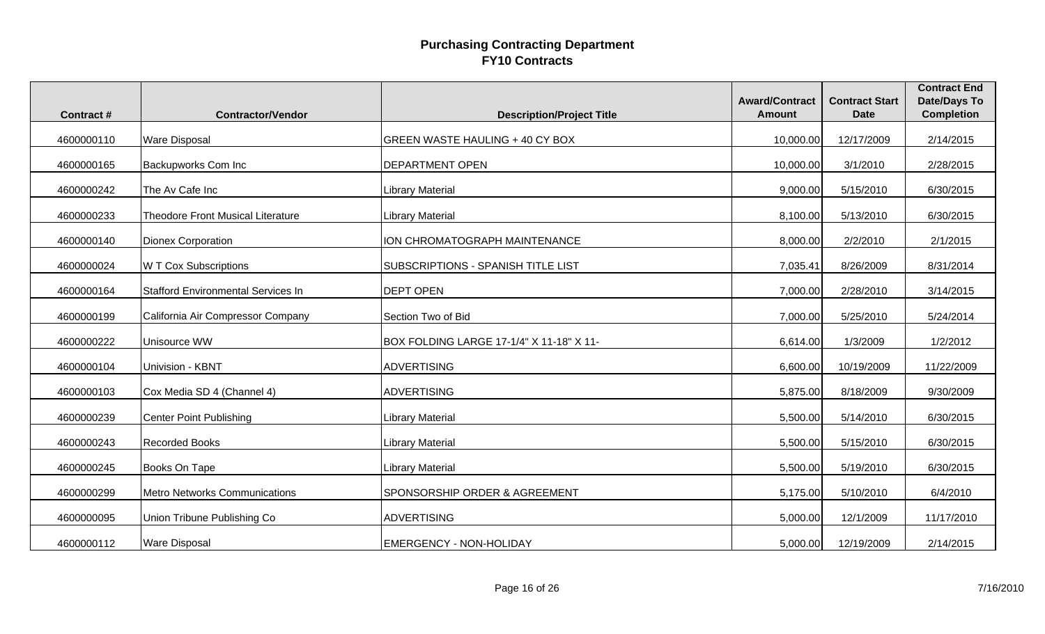# Purchasing Contracting Department
## FY10 Contracts

| Contract # | Contractor/Vendor | Description/Project Title | Award/Contract Amount | Contract Start Date | Contract End Date/Days To Completion |
|---|---|---|---|---|---|
| 4600000110 | Ware Disposal | GREEN WASTE HAULING + 40 CY BOX | 10,000.00 | 12/17/2009 | 2/14/2015 |
| 4600000165 | Backupworks Com Inc | DEPARTMENT OPEN | 10,000.00 | 3/1/2010 | 2/28/2015 |
| 4600000242 | The Av Cafe Inc | Library Material | 9,000.00 | 5/15/2010 | 6/30/2015 |
| 4600000233 | Theodore Front Musical Literature | Library Material | 8,100.00 | 5/13/2010 | 6/30/2015 |
| 4600000140 | Dionex Corporation | ION CHROMATOGRAPH MAINTENANCE | 8,000.00 | 2/2/2010 | 2/1/2015 |
| 4600000024 | W T Cox Subscriptions | SUBSCRIPTIONS - SPANISH TITLE LIST | 7,035.41 | 8/26/2009 | 8/31/2014 |
| 4600000164 | Stafford Environmental Services In | DEPT OPEN | 7,000.00 | 2/28/2010 | 3/14/2015 |
| 4600000199 | California Air Compressor Company | Section Two of Bid | 7,000.00 | 5/25/2010 | 5/24/2014 |
| 4600000222 | Unisource WW | BOX FOLDING LARGE 17-1/4" X 11-18" X 11- | 6,614.00 | 1/3/2009 | 1/2/2012 |
| 4600000104 | Univision - KBNT | ADVERTISING | 6,600.00 | 10/19/2009 | 11/22/2009 |
| 4600000103 | Cox Media SD 4 (Channel 4) | ADVERTISING | 5,875.00 | 8/18/2009 | 9/30/2009 |
| 4600000239 | Center Point Publishing | Library Material | 5,500.00 | 5/14/2010 | 6/30/2015 |
| 4600000243 | Recorded Books | Library Material | 5,500.00 | 5/15/2010 | 6/30/2015 |
| 4600000245 | Books On Tape | Library Material | 5,500.00 | 5/19/2010 | 6/30/2015 |
| 4600000299 | Metro Networks Communications | SPONSORSHIP ORDER & AGREEMENT | 5,175.00 | 5/10/2010 | 6/4/2010 |
| 4600000095 | Union Tribune Publishing Co | ADVERTISING | 5,000.00 | 12/1/2009 | 11/17/2010 |
| 4600000112 | Ware Disposal | EMERGENCY - NON-HOLIDAY | 5,000.00 | 12/19/2009 | 2/14/2015 |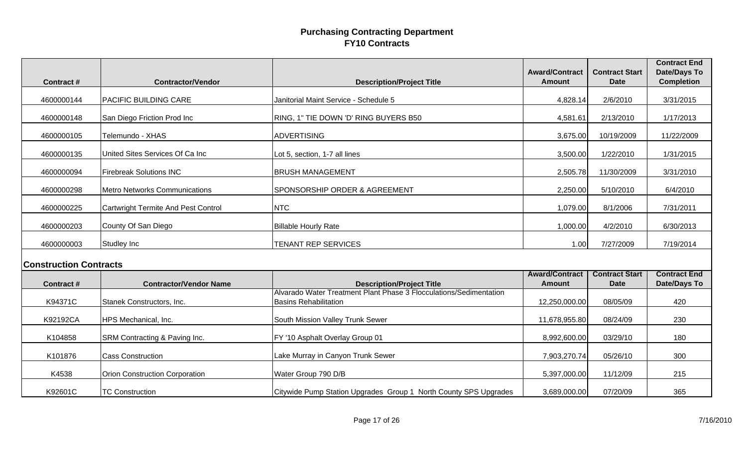# Purchasing Contracting Department
## FY10 Contracts

| Contract # | Contractor/Vendor | Description/Project Title | Award/Contract Amount | Contract Start Date | Contract End Date/Days To Completion |
|---|---|---|---|---|---|
| 4600000144 | PACIFIC BUILDING CARE | Janitorial Maint Service - Schedule 5 | 4,828.14 | 2/6/2010 | 3/31/2015 |
| 4600000148 | San Diego Friction Prod Inc | RING, 1" TIE DOWN 'D' RING BUYERS B50 | 4,581.61 | 2/13/2010 | 1/17/2013 |
| 4600000105 | Telemundo - XHAS | ADVERTISING | 3,675.00 | 10/19/2009 | 11/22/2009 |
| 4600000135 | United Sites Services Of Ca Inc | Lot 5, section, 1-7 all lines | 3,500.00 | 1/22/2010 | 1/31/2015 |
| 4600000094 | Firebreak Solutions INC | BRUSH MANAGEMENT | 2,505.78 | 11/30/2009 | 3/31/2010 |
| 4600000298 | Metro Networks Communications | SPONSORSHIP ORDER & AGREEMENT | 2,250.00 | 5/10/2010 | 6/4/2010 |
| 4600000225 | Cartwright Termite And Pest Control | NTC | 1,079.00 | 8/1/2006 | 7/31/2011 |
| 4600000203 | County Of San Diego | Billable Hourly Rate | 1,000.00 | 4/2/2010 | 6/30/2013 |
| 4600000003 | Studley Inc | TENANT REP SERVICES | 1.00 | 7/27/2009 | 7/19/2014 |

## Construction Contracts

| Contract # | Contractor/Vendor Name | Description/Project Title | Award/Contract Amount | Contract Start Date | Contract End Date/Days To |
|---|---|---|---|---|---|
| K94371C | Stanek Constructors, Inc. | Alvarado Water Treatment Plant Phase 3 Flocculations/Sedimentation Basins Rehabilitation | 12,250,000.00 | 08/05/09 | 420 |
| K92192CA | HPS Mechanical, Inc. | South Mission Valley Trunk Sewer | 11,678,955.80 | 08/24/09 | 230 |
| K104858 | SRM Contracting & Paving Inc. | FY '10 Asphalt Overlay Group 01 | 8,992,600.00 | 03/29/10 | 180 |
| K101876 | Cass Construction | Lake Murray in Canyon Trunk Sewer | 7,903,270.74 | 05/26/10 | 300 |
| K4538 | Orion Construction Corporation | Water Group 790 D/B | 5,397,000.00 | 11/12/09 | 215 |
| K92601C | TC Construction | Citywide Pump Station Upgrades Group 1 North County SPS Upgrades | 3,689,000.00 | 07/20/09 | 365 |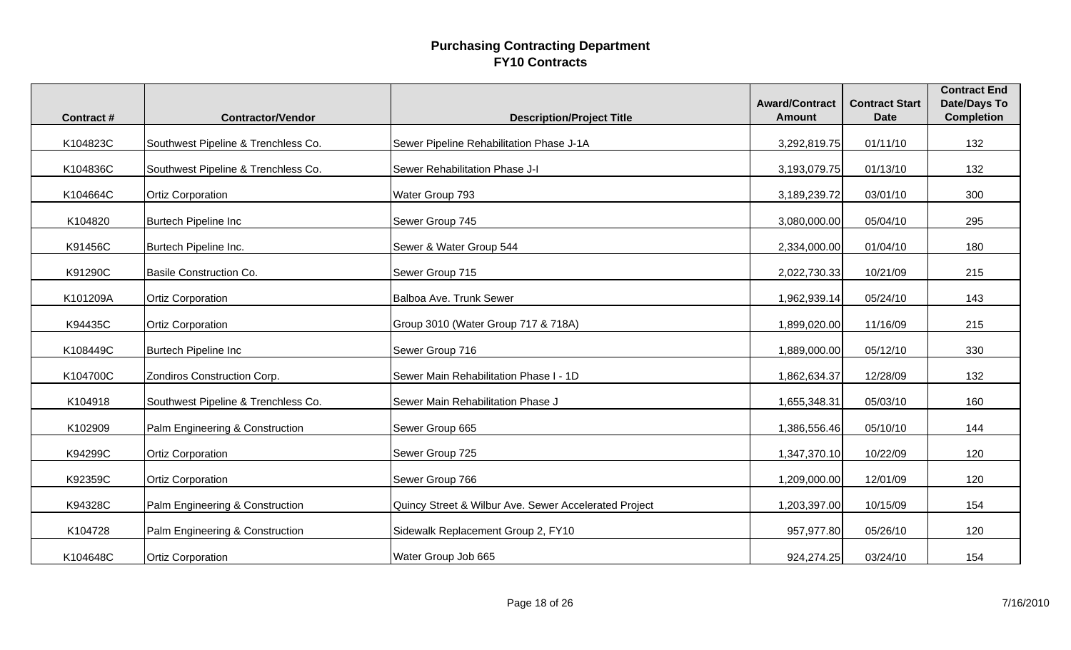# Purchasing Contracting Department
## FY10 Contracts

| Contract # | Contractor/Vendor | Description/Project Title | Award/Contract Amount | Contract Start Date | Contract End Date/Days To Completion |
|---|---|---|---|---|---|
| K104823C | Southwest Pipeline & Trenchless Co. | Sewer Pipeline Rehabilitation Phase J-1A | 3,292,819.75 | 01/11/10 | 132 |
| K104836C | Southwest Pipeline & Trenchless Co. | Sewer Rehabilitation Phase J-I | 3,193,079.75 | 01/13/10 | 132 |
| K104664C | Ortiz Corporation | Water Group 793 | 3,189,239.72 | 03/01/10 | 300 |
| K104820 | Burtech Pipeline Inc | Sewer Group 745 | 3,080,000.00 | 05/04/10 | 295 |
| K91456C | Burtech Pipeline Inc. | Sewer & Water Group 544 | 2,334,000.00 | 01/04/10 | 180 |
| K91290C | Basile Construction Co. | Sewer Group 715 | 2,022,730.33 | 10/21/09 | 215 |
| K101209A | Ortiz Corporation | Balboa Ave. Trunk Sewer | 1,962,939.14 | 05/24/10 | 143 |
| K94435C | Ortiz Corporation | Group 3010 (Water Group 717 & 718A) | 1,899,020.00 | 11/16/09 | 215 |
| K108449C | Burtech Pipeline Inc | Sewer Group 716 | 1,889,000.00 | 05/12/10 | 330 |
| K104700C | Zondiros Construction Corp. | Sewer Main Rehabilitation Phase I - 1D | 1,862,634.37 | 12/28/09 | 132 |
| K104918 | Southwest Pipeline & Trenchless Co. | Sewer Main Rehabilitation Phase J | 1,655,348.31 | 05/03/10 | 160 |
| K102909 | Palm Engineering & Construction | Sewer Group 665 | 1,386,556.46 | 05/10/10 | 144 |
| K94299C | Ortiz Corporation | Sewer Group 725 | 1,347,370.10 | 10/22/09 | 120 |
| K92359C | Ortiz Corporation | Sewer Group 766 | 1,209,000.00 | 12/01/09 | 120 |
| K94328C | Palm Engineering & Construction | Quincy Street & Wilbur Ave. Sewer Accelerated Project | 1,203,397.00 | 10/15/09 | 154 |
| K104728 | Palm Engineering & Construction | Sidewalk Replacement Group 2, FY10 | 957,977.80 | 05/26/10 | 120 |
| K104648C | Ortiz Corporation | Water Group Job 665 | 924,274.25 | 03/24/10 | 154 |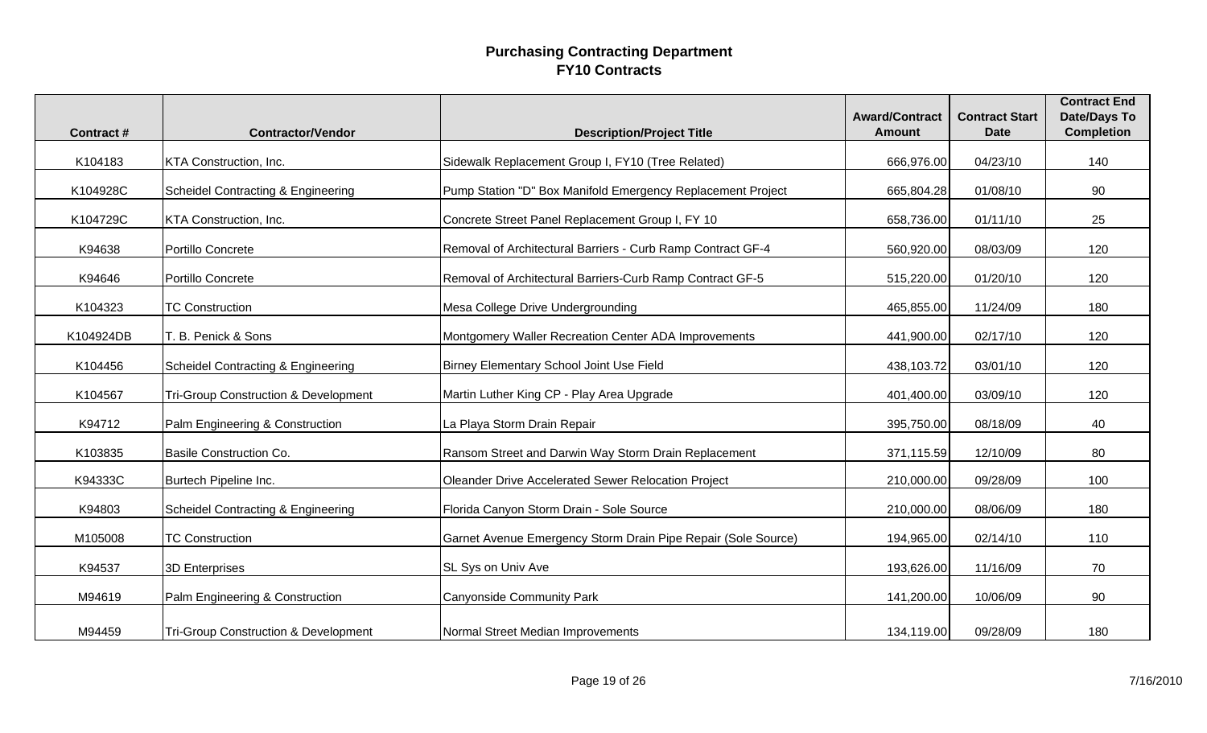# Purchasing Contracting Department
## FY10 Contracts

| Contract # | Contractor/Vendor | Description/Project Title | Award/Contract Amount | Contract Start Date | Contract End Date/Days To Completion |
|---|---|---|---|---|---|
| K104183 | KTA Construction, Inc. | Sidewalk Replacement Group I, FY10 (Tree Related) | 666,976.00 | 04/23/10 | 140 |
| K104928C | Scheidel Contracting & Engineering | Pump Station "D" Box Manifold Emergency Replacement Project | 665,804.28 | 01/08/10 | 90 |
| K104729C | KTA Construction, Inc. | Concrete Street Panel Replacement Group I, FY 10 | 658,736.00 | 01/11/10 | 25 |
| K94638 | Portillo Concrete | Removal of Architectural Barriers - Curb Ramp Contract GF-4 | 560,920.00 | 08/03/09 | 120 |
| K94646 | Portillo Concrete | Removal of Architectural Barriers-Curb Ramp Contract GF-5 | 515,220.00 | 01/20/10 | 120 |
| K104323 | TC Construction | Mesa College Drive Undergrounding | 465,855.00 | 11/24/09 | 180 |
| K104924DB | T. B. Penick & Sons | Montgomery Waller Recreation Center ADA Improvements | 441,900.00 | 02/17/10 | 120 |
| K104456 | Scheidel Contracting & Engineering | Birney Elementary School Joint Use Field | 438,103.72 | 03/01/10 | 120 |
| K104567 | Tri-Group Construction & Development | Martin Luther King CP - Play Area Upgrade | 401,400.00 | 03/09/10 | 120 |
| K94712 | Palm Engineering & Construction | La Playa Storm Drain Repair | 395,750.00 | 08/18/09 | 40 |
| K103835 | Basile Construction Co. | Ransom Street and Darwin Way Storm Drain Replacement | 371,115.59 | 12/10/09 | 80 |
| K94333C | Burtech Pipeline Inc. | Oleander Drive Accelerated Sewer Relocation Project | 210,000.00 | 09/28/09 | 100 |
| K94803 | Scheidel Contracting & Engineering | Florida Canyon Storm Drain - Sole Source | 210,000.00 | 08/06/09 | 180 |
| M105008 | TC Construction | Garnet Avenue Emergency Storm Drain Pipe Repair (Sole Source) | 194,965.00 | 02/14/10 | 110 |
| K94537 | 3D Enterprises | SL Sys on Univ Ave | 193,626.00 | 11/16/09 | 70 |
| M94619 | Palm Engineering & Construction | Canyonside Community Park | 141,200.00 | 10/06/09 | 90 |
| M94459 | Tri-Group Construction & Development | Normal Street Median Improvements | 134,119.00 | 09/28/09 | 180 |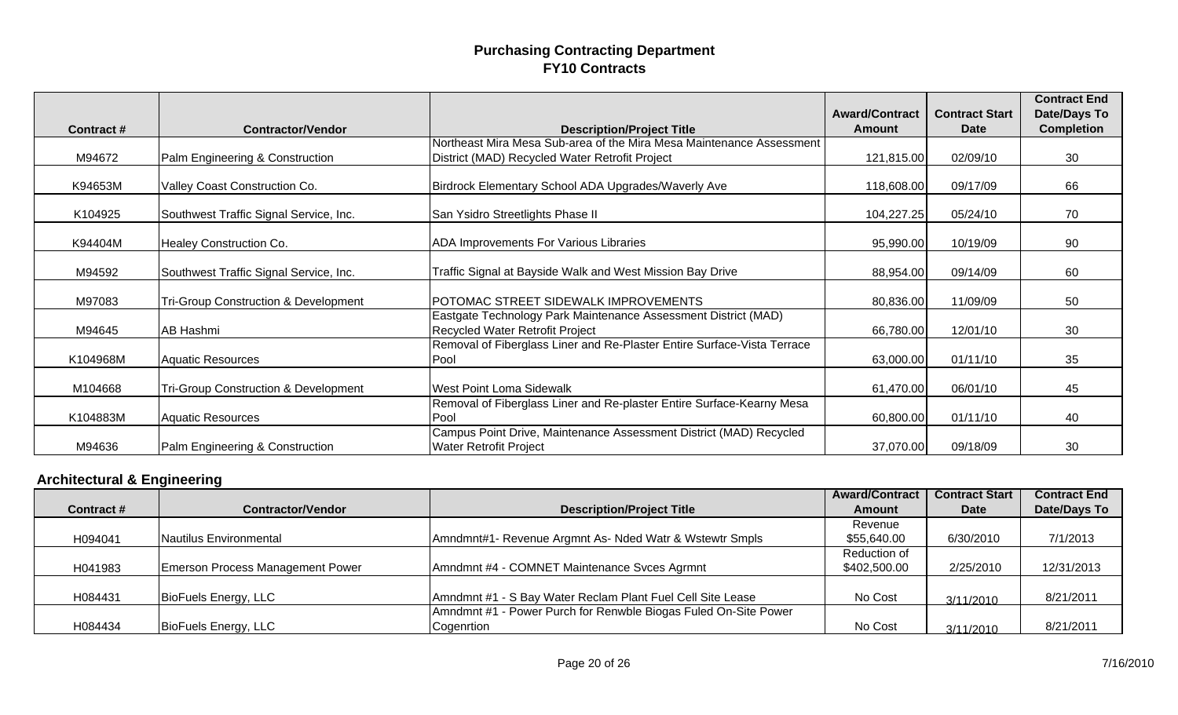# Purchasing Contracting Department
## FY10 Contracts

| Contract # | Contractor/Vendor | Description/Project Title | Award/Contract Amount | Contract Start Date | Contract End Date/Days To Completion |
|---|---|---|---|---|---|
| M94672 | Palm Engineering & Construction | Northeast Mira Mesa Sub-area of the Mira Mesa Maintenance Assessment District (MAD) Recycled Water Retrofit Project | 121,815.00 | 02/09/10 | 30 |
| K94653M | Valley Coast Construction Co. | Birdrock Elementary School ADA Upgrades/Waverly Ave | 118,608.00 | 09/17/09 | 66 |
| K104925 | Southwest Traffic Signal Service, Inc. | San Ysidro Streetlights Phase II | 104,227.25 | 05/24/10 | 70 |
| K94404M | Healey Construction Co. | ADA Improvements For Various Libraries | 95,990.00 | 10/19/09 | 90 |
| M94592 | Southwest Traffic Signal Service, Inc. | Traffic Signal at Bayside Walk and West Mission Bay Drive | 88,954.00 | 09/14/09 | 60 |
| M97083 | Tri-Group Construction & Development | POTOMAC STREET SIDEWALK IMPROVEMENTS | 80,836.00 | 11/09/09 | 50 |
| M94645 | AB Hashmi | Eastgate Technology Park Maintenance Assessment District (MAD) Recycled Water Retrofit Project | 66,780.00 | 12/01/10 | 30 |
| K104968M | Aquatic Resources | Removal of Fiberglass Liner and Re-Plaster Entire Surface-Vista Terrace Pool | 63,000.00 | 01/11/10 | 35 |
| M104668 | Tri-Group Construction & Development | West Point Loma Sidewalk | 61,470.00 | 06/01/10 | 45 |
| K104883M | Aquatic Resources | Removal of Fiberglass Liner and Re-plaster Entire Surface-Kearny Mesa Pool | 60,800.00 | 01/11/10 | 40 |
| M94636 | Palm Engineering & Construction | Campus Point Drive, Maintenance Assessment District (MAD) Recycled Water Retrofit Project | 37,070.00 | 09/18/09 | 30 |

### Architectural & Engineering

| Contract # | Contractor/Vendor | Description/Project Title | Award/Contract Amount | Contract Start Date | Contract End Date/Days To |
|---|---|---|---|---|---|
| H094041 | Nautilus Environmental | Amndmnt#1- Revenue Argmnt As- Nded Watr & Wstewtr Smpls | Revenue $55,640.00 | 6/30/2010 | 7/1/2013 |
| H041983 | Emerson Process Management Power | Amndmnt #4 - COMNET Maintenance Svces Agrmnt | Reduction of $402,500.00 | 2/25/2010 | 12/31/2013 |
| H084431 | BioFuels Energy, LLC | Amndmnt #1 - S Bay Water Reclam Plant Fuel Cell Site Lease | No Cost | 3/11/2010 | 8/21/2011 |
| H084434 | BioFuels Energy, LLC | Amndmnt #1 - Power Purch for Renwble Biogas Fuled On-Site Power Cogenrtion | No Cost | 3/11/2010 | 8/21/2011 |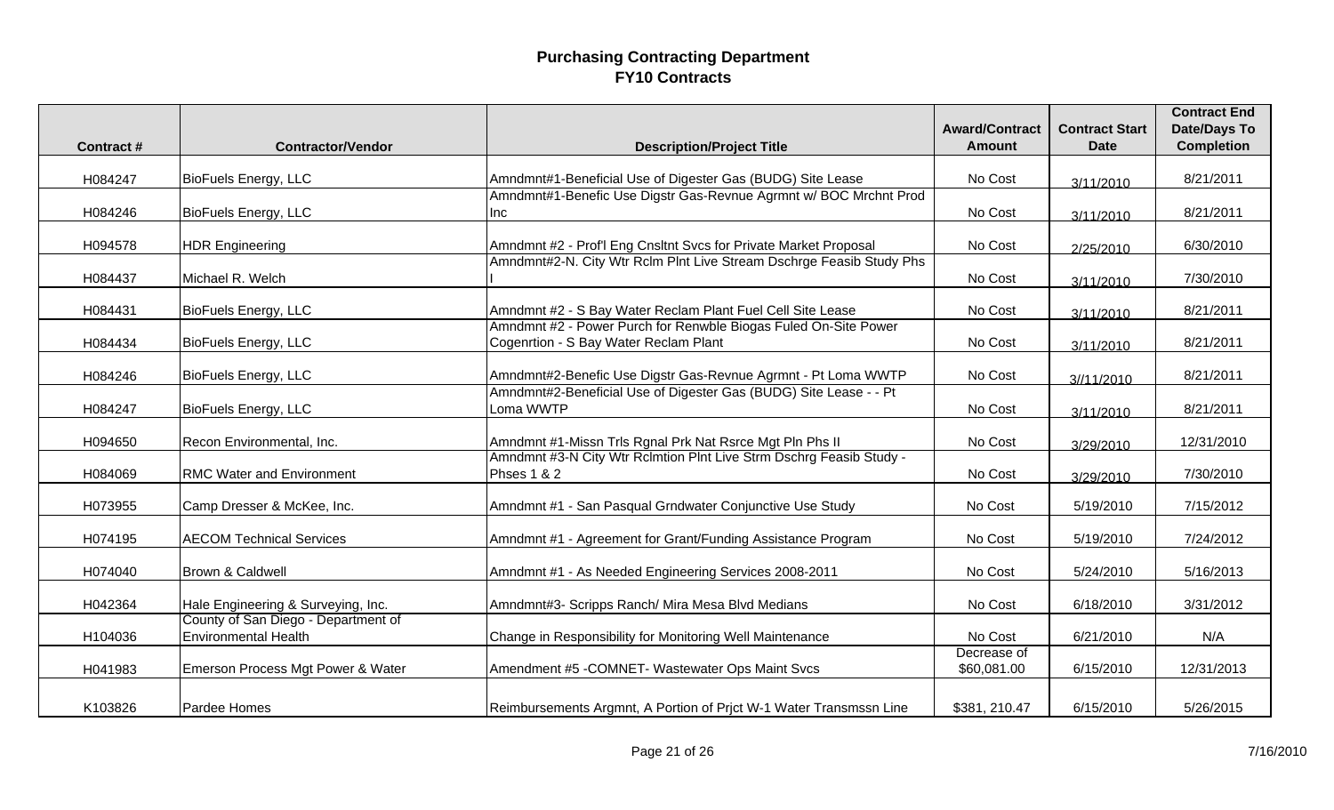# Purchasing Contracting Department
## FY10 Contracts

| Contract # | Contractor/Vendor | Description/Project Title | Award/Contract Amount | Contract Start Date | Contract End Date/Days To Completion |
|---|---|---|---|---|---|
| H084247 | BioFuels Energy, LLC | Amndmnt#1-Beneficial Use of Digester Gas (BUDG) Site Lease | No Cost | 3/11/2010 | 8/21/2011 |
| H084246 | BioFuels Energy, LLC | Amndmnt#1-Benefic Use Digstr Gas-Revnue Agrmnt w/ BOC Mrchnt Prod Inc | No Cost | 3/11/2010 | 8/21/2011 |
| H094578 | HDR Engineering | Amndmnt #2 - Prof'l Eng Cnsltnt Svcs for Private Market Proposal | No Cost | 2/25/2010 | 6/30/2010 |
| H084437 | Michael R. Welch | Amndmnt#2-N. City Wtr Rclm Plnt Live Stream Dschrge Feasib Study Phs I | No Cost | 3/11/2010 | 7/30/2010 |
| H084431 | BioFuels Energy, LLC | Amndmnt #2 - S Bay Water Reclam Plant Fuel Cell Site Lease | No Cost | 3/11/2010 | 8/21/2011 |
| H084434 | BioFuels Energy, LLC | Amndmnt #2 - Power Purch for Renwble Biogas Fuled On-Site Power Cogenrtion - S Bay Water Reclam Plant | No Cost | 3/11/2010 | 8/21/2011 |
| H084246 | BioFuels Energy, LLC | Amndmnt#2-Benefic Use Digstr Gas-Revnue Agrmnt - Pt Loma WWTP | No Cost | 3//11/2010 | 8/21/2011 |
| H084247 | BioFuels Energy, LLC | Amndmnt#2-Beneficial Use of Digester Gas (BUDG) Site Lease - - Pt Loma WWTP | No Cost | 3/11/2010 | 8/21/2011 |
| H094650 | Recon Environmental, Inc. | Amndmnt #1-Missn Trls Rgnal Prk Nat Rsrce Mgt Pln Phs II | No Cost | 3/29/2010 | 12/31/2010 |
| H084069 | RMC Water and Environment | Amndmnt #3-N City Wtr Rclmtion Plnt Live Strm Dschrg Feasib Study - Phses 1 & 2 | No Cost | 3/29/2010 | 7/30/2010 |
| H073955 | Camp Dresser & McKee, Inc. | Amndmnt #1 - San Pasqual Grndwater Conjunctive Use Study | No Cost | 5/19/2010 | 7/15/2012 |
| H074195 | AECOM Technical Services | Amndmnt #1 - Agreement for Grant/Funding Assistance Program | No Cost | 5/19/2010 | 7/24/2012 |
| H074040 | Brown & Caldwell | Amndmnt #1 - As Needed Engineering Services 2008-2011 | No Cost | 5/24/2010 | 5/16/2013 |
| H042364 | Hale Engineering & Surveying, Inc. | Amndmnt#3- Scripps Ranch/ Mira Mesa Blvd Medians | No Cost | 6/18/2010 | 3/31/2012 |
| H104036 | County of San Diego - Department of Environmental Health | Change in Responsibility for Monitoring Well Maintenance | No Cost | 6/21/2010 | N/A |
| H041983 | Emerson Process Mgt Power & Water | Amendment #5 -COMNET- Wastewater Ops Maint Svcs | Decrease of $60,081.00 | 6/15/2010 | 12/31/2013 |
| K103826 | Pardee Homes | Reimbursements Argmnt, A Portion of Prjct W-1 Water Transmssn Line | $381, 210.47 | 6/15/2010 | 5/26/2015 |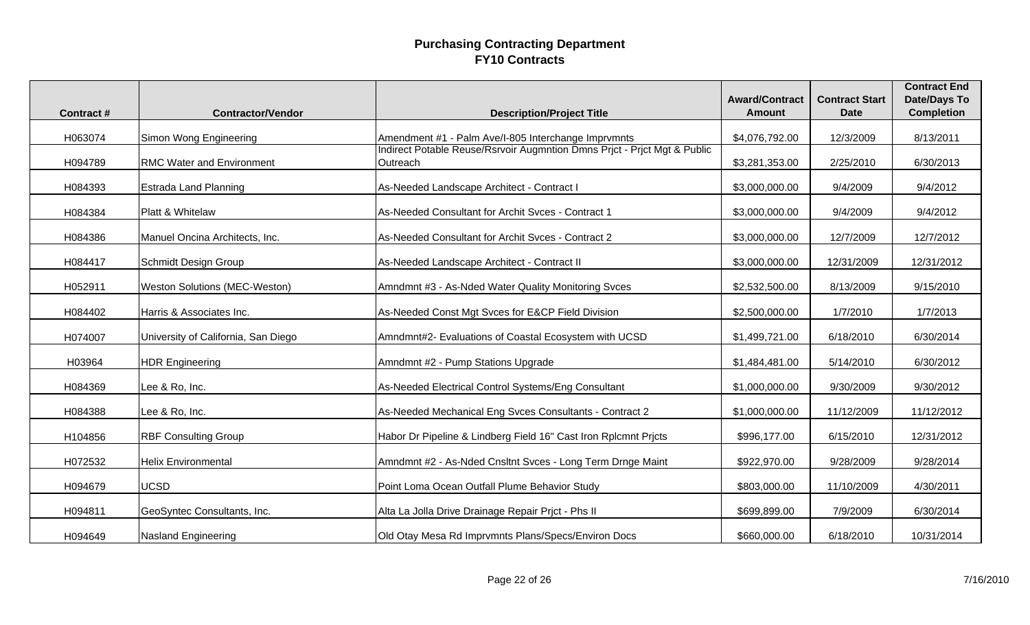# Purchasing Contracting Department
## FY10 Contracts

| Contract # | Contractor/Vendor | Description/Project Title | Award/Contract Amount | Contract Start Date | Contract End Date/Days To Completion |
|---|---|---|---|---|---|
| H063074 | Simon Wong Engineering | Amendment #1 - Palm Ave/I-805 Interchange Imprvmnts | $4,076,792.00 | 12/3/2009 | 8/13/2011 |
| H094789 | RMC Water and Environment | Indirect Potable Reuse/Rsrvoir Augmntion Dmns Prjct - Prjct Mgt & Public Outreach | $3,281,353.00 | 2/25/2010 | 6/30/2013 |
| H084393 | Estrada Land Planning | As-Needed Landscape Architect - Contract I | $3,000,000.00 | 9/4/2009 | 9/4/2012 |
| H084384 | Platt & Whitelaw | As-Needed Consultant for Archit Svces - Contract 1 | $3,000,000.00 | 9/4/2009 | 9/4/2012 |
| H084386 | Manuel Oncina Architects, Inc. | As-Needed Consultant for Archit Svces - Contract 2 | $3,000,000.00 | 12/7/2009 | 12/7/2012 |
| H084417 | Schmidt Design Group | As-Needed Landscape Architect - Contract II | $3,000,000.00 | 12/31/2009 | 12/31/2012 |
| H052911 | Weston Solutions (MEC-Weston) | Amndmnt #3 - As-Nded Water Quality Monitoring Svces | $2,532,500.00 | 8/13/2009 | 9/15/2010 |
| H084402 | Harris & Associates Inc. | As-Needed Const Mgt Svces for E&CP Field Division | $2,500,000.00 | 1/7/2010 | 1/7/2013 |
| H074007 | University of California, San Diego | Amndmnt#2- Evaluations of Coastal Ecosystem with UCSD | $1,499,721.00 | 6/18/2010 | 6/30/2014 |
| H03964 | HDR Engineering | Amndmnt #2 - Pump Stations Upgrade | $1,484,481.00 | 5/14/2010 | 6/30/2012 |
| H084369 | Lee & Ro, Inc. | As-Needed Electrical Control Systems/Eng Consultant | $1,000,000.00 | 9/30/2009 | 9/30/2012 |
| H084388 | Lee & Ro, Inc. | As-Needed Mechanical Eng Svces Consultants - Contract 2 | $1,000,000.00 | 11/12/2009 | 11/12/2012 |
| H104856 | RBF Consulting Group | Habor Dr Pipeline & Lindberg Field 16" Cast Iron Rplcmnt Prjcts | $996,177.00 | 6/15/2010 | 12/31/2012 |
| H072532 | Helix Environmental | Amndmnt #2 - As-Nded Cnsltnt Svces - Long Term Drnge Maint | $922,970.00 | 9/28/2009 | 9/28/2014 |
| H094679 | UCSD | Point Loma Ocean Outfall Plume Behavior Study | $803,000.00 | 11/10/2009 | 4/30/2011 |
| H094811 | GeoSyntec Consultants, Inc. | Alta La Jolla Drive Drainage Repair Prjct - Phs II | $699,899.00 | 7/9/2009 | 6/30/2014 |
| H094649 | Nasland Engineering | Old Otay Mesa Rd Imprvmnts Plans/Specs/Environ Docs | $660,000.00 | 6/18/2010 | 10/31/2014 |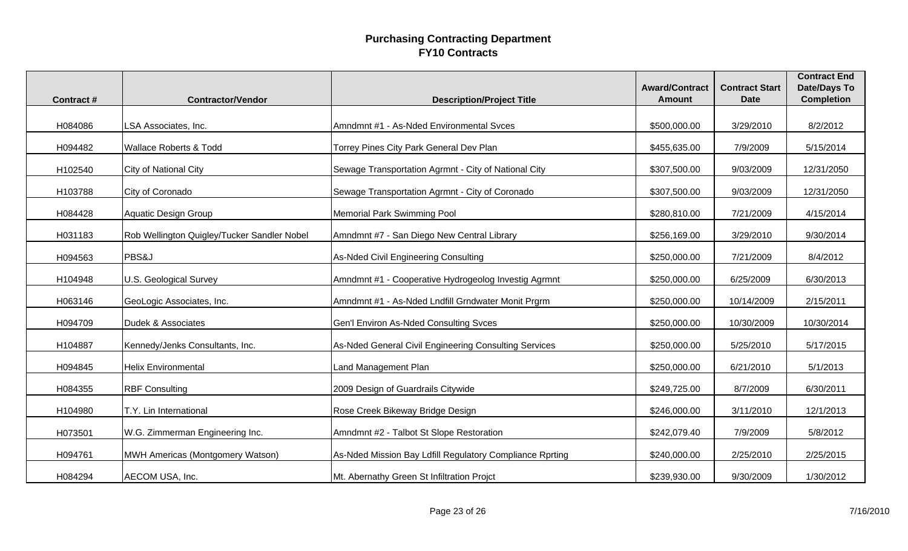# Purchasing Contracting Department
## FY10 Contracts

| Contract # | Contractor/Vendor | Description/Project Title | Award/Contract Amount | Contract Start Date | Contract End Date/Days To Completion |
|---|---|---|---|---|---|
| H084086 | LSA Associates, Inc. | Amndmnt #1 - As-Nded Environmental Svces | $500,000.00 | 3/29/2010 | 8/2/2012 |
| H094482 | Wallace Roberts & Todd | Torrey Pines City Park General Dev Plan | $455,635.00 | 7/9/2009 | 5/15/2014 |
| H102540 | City of National City | Sewage Transportation Agrmnt - City of National City | $307,500.00 | 9/03/2009 | 12/31/2050 |
| H103788 | City of Coronado | Sewage Transportation Agrmnt - City of Coronado | $307,500.00 | 9/03/2009 | 12/31/2050 |
| H084428 | Aquatic Design Group | Memorial Park Swimming Pool | $280,810.00 | 7/21/2009 | 4/15/2014 |
| H031183 | Rob Wellington Quigley/Tucker Sandler Nobel | Amndmnt #7 - San Diego New Central Library | $256,169.00 | 3/29/2010 | 9/30/2014 |
| H094563 | PBS&J | As-Nded Civil Engineering Consulting | $250,000.00 | 7/21/2009 | 8/4/2012 |
| H104948 | U.S. Geological Survey | Amndmnt #1 - Cooperative Hydrogeolog Investig Agrmnt | $250,000.00 | 6/25/2009 | 6/30/2013 |
| H063146 | GeoLogic Associates, Inc. | Amndmnt #1 - As-Nded Lndfill Grndwater Monit Prgrm | $250,000.00 | 10/14/2009 | 2/15/2011 |
| H094709 | Dudek & Associates | Gen'l Environ As-Nded Consulting Svces | $250,000.00 | 10/30/2009 | 10/30/2014 |
| H104887 | Kennedy/Jenks Consultants, Inc. | As-Nded General Civil Engineering Consulting Services | $250,000.00 | 5/25/2010 | 5/17/2015 |
| H094845 | Helix Environmental | Land Management Plan | $250,000.00 | 6/21/2010 | 5/1/2013 |
| H084355 | RBF Consulting | 2009 Design of Guardrails Citywide | $249,725.00 | 8/7/2009 | 6/30/2011 |
| H104980 | T.Y. Lin International | Rose Creek Bikeway Bridge Design | $246,000.00 | 3/11/2010 | 12/1/2013 |
| H073501 | W.G. Zimmerman Engineering Inc. | Amndmnt #2 - Talbot St Slope Restoration | $242,079.40 | 7/9/2009 | 5/8/2012 |
| H094761 | MWH Americas (Montgomery Watson) | As-Nded Mission Bay Ldfill Regulatory Compliance Rprting | $240,000.00 | 2/25/2010 | 2/25/2015 |
| H084294 | AECOM USA, Inc. | Mt. Abernathy Green St Infiltration Projct | $239,930.00 | 9/30/2009 | 1/30/2012 |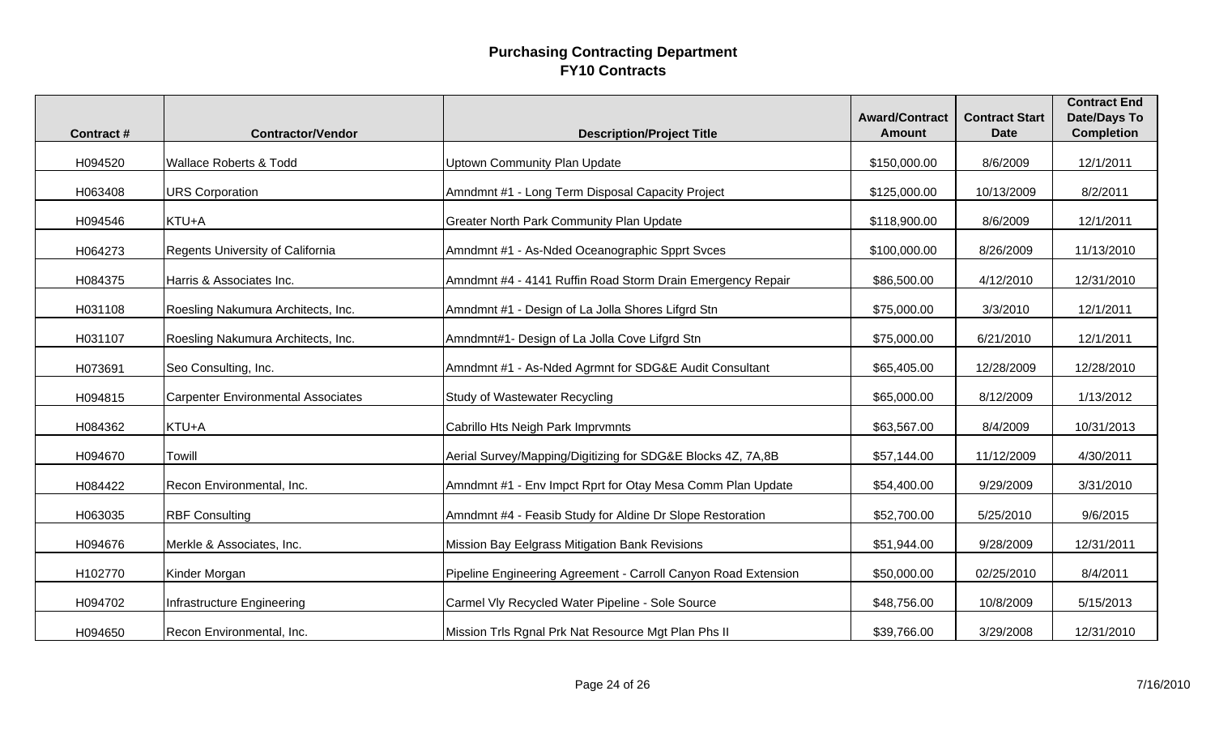# Purchasing Contracting Department
## FY10 Contracts

| Contract # | Contractor/Vendor | Description/Project Title | Award/Contract Amount | Contract Start Date | Contract End Date/Days To Completion |
|---|---|---|---|---|---|
| H094520 | Wallace Roberts & Todd | Uptown Community Plan Update | $150,000.00 | 8/6/2009 | 12/1/2011 |
| H063408 | URS Corporation | Amndmnt #1 - Long Term Disposal Capacity Project | $125,000.00 | 10/13/2009 | 8/2/2011 |
| H094546 | KTU+A | Greater North Park Community Plan Update | $118,900.00 | 8/6/2009 | 12/1/2011 |
| H064273 | Regents University of California | Amndmnt #1 - As-Nded Oceanographic Spprt Svces | $100,000.00 | 8/26/2009 | 11/13/2010 |
| H084375 | Harris & Associates Inc. | Amndmnt #4 - 4141 Ruffin Road Storm Drain Emergency Repair | $86,500.00 | 4/12/2010 | 12/31/2010 |
| H031108 | Roesling Nakumura Architects, Inc. | Amndmnt #1 - Design of La Jolla Shores Lifgrd Stn | $75,000.00 | 3/3/2010 | 12/1/2011 |
| H031107 | Roesling Nakumura Architects, Inc. | Amndmnt#1- Design of La Jolla Cove Lifgrd Stn | $75,000.00 | 6/21/2010 | 12/1/2011 |
| H073691 | Seo Consulting, Inc. | Amndmnt #1 - As-Nded Agrmnt for SDG&E Audit Consultant | $65,405.00 | 12/28/2009 | 12/28/2010 |
| H094815 | Carpenter Environmental Associates | Study of Wastewater Recycling | $65,000.00 | 8/12/2009 | 1/13/2012 |
| H084362 | KTU+A | Cabrillo Hts Neigh Park Imprvmnts | $63,567.00 | 8/4/2009 | 10/31/2013 |
| H094670 | Towill | Aerial Survey/Mapping/Digitizing for SDG&E Blocks 4Z, 7A,8B | $57,144.00 | 11/12/2009 | 4/30/2011 |
| H084422 | Recon Environmental, Inc. | Amndmnt #1 - Env Impct Rprt for Otay Mesa Comm Plan Update | $54,400.00 | 9/29/2009 | 3/31/2010 |
| H063035 | RBF Consulting | Amndmnt #4 - Feasib Study for Aldine Dr Slope Restoration | $52,700.00 | 5/25/2010 | 9/6/2015 |
| H094676 | Merkle & Associates, Inc. | Mission Bay Eelgrass Mitigation Bank Revisions | $51,944.00 | 9/28/2009 | 12/31/2011 |
| H102770 | Kinder Morgan | Pipeline Engineering Agreement - Carroll Canyon Road Extension | $50,000.00 | 02/25/2010 | 8/4/2011 |
| H094702 | Infrastructure Engineering | Carmel Vly Recycled Water Pipeline - Sole Source | $48,756.00 | 10/8/2009 | 5/15/2013 |
| H094650 | Recon Environmental, Inc. | Mission Trls Rgnal Prk Nat Resource Mgt Plan Phs II | $39,766.00 | 3/29/2008 | 12/31/2010 |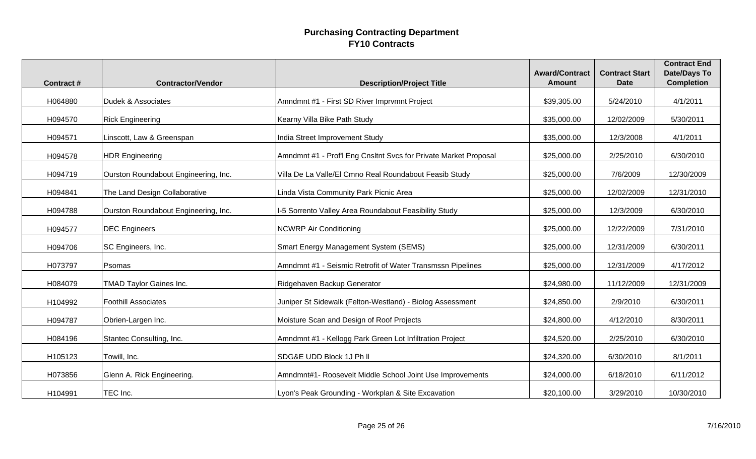# Purchasing Contracting Department
## FY10 Contracts

| Contract # | Contractor/Vendor | Description/Project Title | Award/Contract Amount | Contract Start Date | Contract End Date/Days To Completion |
|---|---|---|---|---|---|
| H064880 | Dudek & Associates | Amndmnt #1 - First SD River Imprvmnt Project | $39,305.00 | 5/24/2010 | 4/1/2011 |
| H094570 | Rick Engineering | Kearny Villa Bike Path Study | $35,000.00 | 12/02/2009 | 5/30/2011 |
| H094571 | Linscott, Law & Greenspan | India Street Improvement Study | $35,000.00 | 12/3/2008 | 4/1/2011 |
| H094578 | HDR Engineering | Amndmnt #1 - Prof'l Eng Cnsltnt Svcs for Private Market Proposal | $25,000.00 | 2/25/2010 | 6/30/2010 |
| H094719 | Ourston Roundabout Engineering, Inc. | Villa De La Valle/El Cmno Real Roundabout Feasib Study | $25,000.00 | 7/6/2009 | 12/30/2009 |
| H094841 | The Land Design Collaborative | Linda Vista Community Park Picnic Area | $25,000.00 | 12/02/2009 | 12/31/2010 |
| H094788 | Ourston Roundabout Engineering, Inc. | I-5 Sorrento Valley Area Roundabout Feasibility Study | $25,000.00 | 12/3/2009 | 6/30/2010 |
| H094577 | DEC Engineers | NCWRP Air Conditioning | $25,000.00 | 12/22/2009 | 7/31/2010 |
| H094706 | SC Engineers, Inc. | Smart Energy Management System (SEMS) | $25,000.00 | 12/31/2009 | 6/30/2011 |
| H073797 | Psomas | Amndmnt #1 - Seismic Retrofit of Water Transmssn Pipelines | $25,000.00 | 12/31/2009 | 4/17/2012 |
| H084079 | TMAD Taylor Gaines Inc. | Ridgehaven Backup Generator | $24,980.00 | 11/12/2009 | 12/31/2009 |
| H104992 | Foothill Associates | Juniper St Sidewalk (Felton-Westland) - Biolog Assessment | $24,850.00 | 2/9/2010 | 6/30/2011 |
| H094787 | Obrien-Largen Inc. | Moisture Scan and Design of Roof Projects | $24,800.00 | 4/12/2010 | 8/30/2011 |
| H084196 | Stantec Consulting, Inc. | Amndmnt #1 - Kellogg Park Green Lot Infiltration Project | $24,520.00 | 2/25/2010 | 6/30/2010 |
| H105123 | Towill, Inc. | SDG&E UDD Block 1J Ph ll | $24,320.00 | 6/30/2010 | 8/1/2011 |
| H073856 | Glenn A. Rick Engineering. | Amndmnt#1- Roosevelt Middle School Joint Use Improvements | $24,000.00 | 6/18/2010 | 6/11/2012 |
| H104991 | TEC Inc. | Lyon's Peak Grounding - Workplan & Site Excavation | $20,100.00 | 3/29/2010 | 10/30/2010 |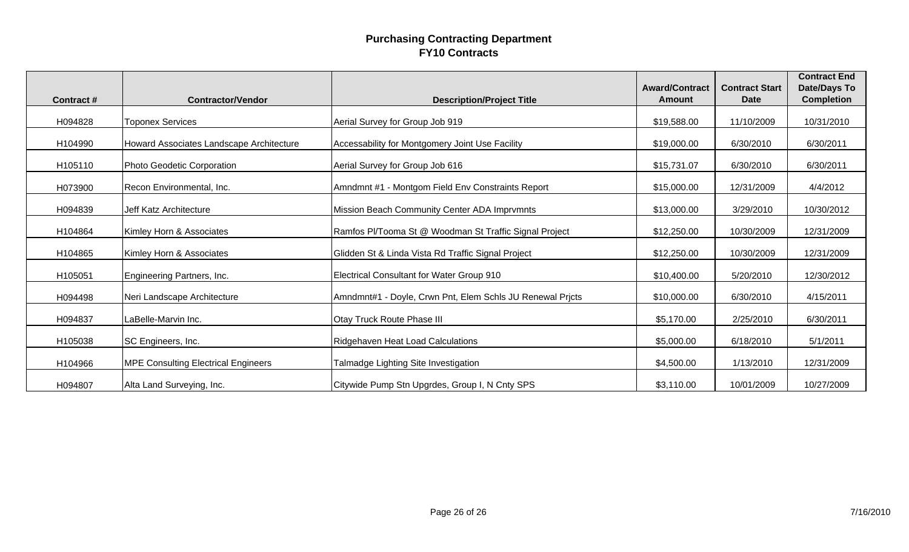# Purchasing Contracting Department
## FY10 Contracts

| Contract # | Contractor/Vendor | Description/Project Title | Award/Contract Amount | Contract Start Date | Contract End Date/Days To Completion |
|---|---|---|---|---|---|
| H094828 | Toponex Services | Aerial Survey for Group Job 919 | $19,588.00 | 11/10/2009 | 10/31/2010 |
| H104990 | Howard Associates Landscape Architecture | Accessability for Montgomery Joint Use Facility | $19,000.00 | 6/30/2010 | 6/30/2011 |
| H105110 | Photo Geodetic Corporation | Aerial Survey for Group Job 616 | $15,731.07 | 6/30/2010 | 6/30/2011 |
| H073900 | Recon Environmental, Inc. | Amndmnt #1 - Montgom Field Env Constraints Report | $15,000.00 | 12/31/2009 | 4/4/2012 |
| H094839 | Jeff Katz Architecture | Mission Beach Community Center ADA Imprvmnts | $13,000.00 | 3/29/2010 | 10/30/2012 |
| H104864 | Kimley Horn & Associates | Ramfos Pl/Tooma St @ Woodman St Traffic Signal Project | $12,250.00 | 10/30/2009 | 12/31/2009 |
| H104865 | Kimley Horn & Associates | Glidden St & Linda Vista Rd Traffic Signal Project | $12,250.00 | 10/30/2009 | 12/31/2009 |
| H105051 | Engineering Partners, Inc. | Electrical Consultant for Water Group 910 | $10,400.00 | 5/20/2010 | 12/30/2012 |
| H094498 | Neri Landscape Architecture | Amndmnt#1 - Doyle, Crwn Pnt, Elem Schls JU Renewal Prjcts | $10,000.00 | 6/30/2010 | 4/15/2011 |
| H094837 | LaBelle-Marvin Inc. | Otay Truck Route Phase III | $5,170.00 | 2/25/2010 | 6/30/2011 |
| H105038 | SC Engineers, Inc. | Ridgehaven Heat Load Calculations | $5,000.00 | 6/18/2010 | 5/1/2011 |
| H104966 | MPE Consulting Electrical Engineers | Talmadge Lighting Site Investigation | $4,500.00 | 1/13/2010 | 12/31/2009 |
| H094807 | Alta Land Surveying, Inc. | Citywide Pump Stn Upgrdes, Group I, N Cnty SPS | $3,110.00 | 10/01/2009 | 10/27/2009 |